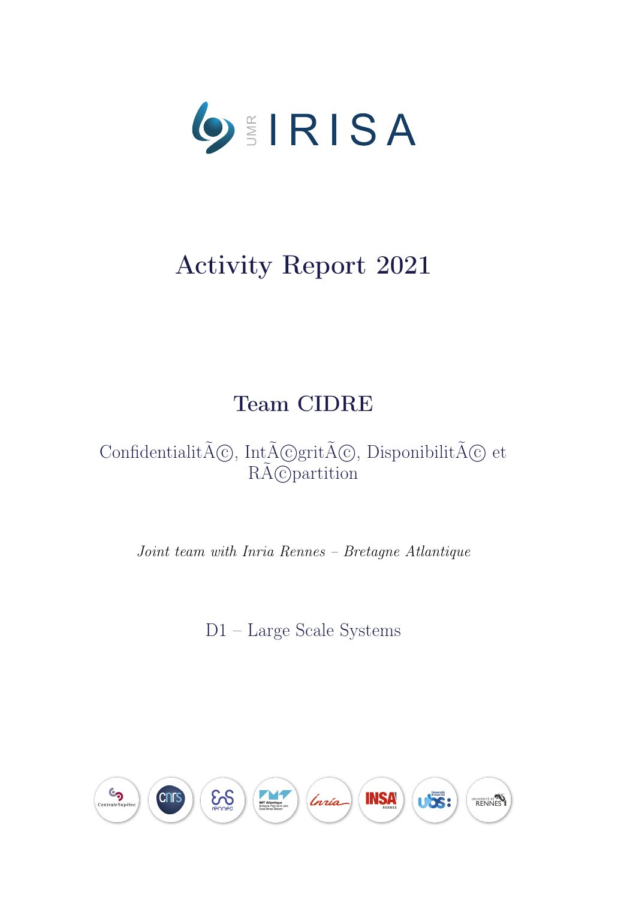# Activity Report 2021

## Team CIDRE

ConfidentialitÃ©, IntÃ©gritÃ©, DisponibilitÃ© et RÃ©partition

*Joint team with Inria Rennes – Bretagne Atlantique*

D1 – Large Scale Systems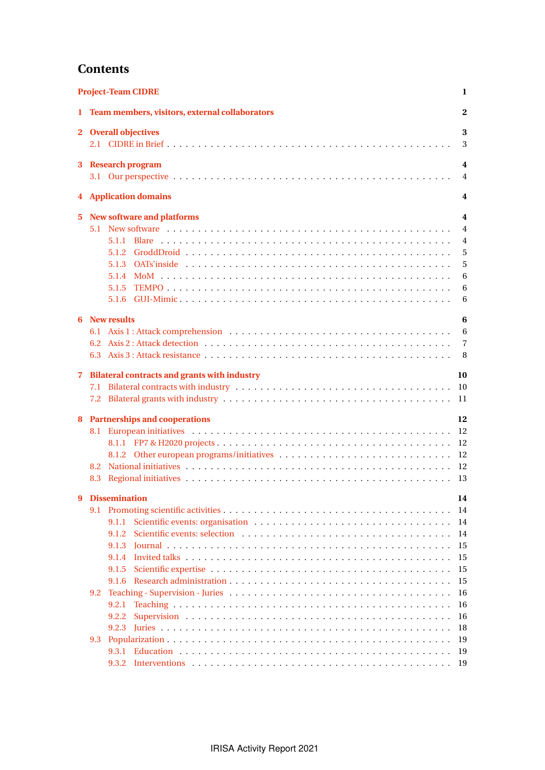# Contents

**Project-Team CIDRE** 1

**1 Team members, visitors, external collaborators** 2

**2 Overall objectives** 3
- 2.1 CIDRE in Brief . . . 3

**3 Research program** 4
- 3.1 Our perspective . . . 4

**4 Application domains** 4

**5 New software and platforms** 4
- 5.1 New software . . . 4
  - 5.1.1 Blare . . . 4
  - 5.1.2 GroddDroid . . . 5
  - 5.1.3 OATs'inside . . . 5
  - 5.1.4 MoM . . . 6
  - 5.1.5 TEMPO . . . 6
  - 5.1.6 GUI-Mimic . . . 6

**6 New results** 6
- 6.1 Axis 1 : Attack comprehension . . . 6
- 6.2 Axis 2 : Attack detection . . . 7
- 6.3 Axis 3 : Attack resistance . . . 8

**7 Bilateral contracts and grants with industry** 10
- 7.1 Bilateral contracts with industry . . . 10
- 7.2 Bilateral grants with industry . . . 11

**8 Partnerships and cooperations** 12
- 8.1 European initiatives . . . 12
  - 8.1.1 FP7 & H2020 projects . . . 12
  - 8.1.2 Other european programs/initiatives . . . 12
- 8.2 National initiatives . . . 12
- 8.3 Regional initiatives . . . 13

**9 Dissemination** 14
- 9.1 Promoting scientific activities . . . 14
  - 9.1.1 Scientific events: organisation . . . 14
  - 9.1.2 Scientific events: selection . . . 14
  - 9.1.3 Journal . . . 15
  - 9.1.4 Invited talks . . . 15
  - 9.1.5 Scientific expertise . . . 15
  - 9.1.6 Research administration . . . 15
- 9.2 Teaching - Supervision - Juries . . . 16
  - 9.2.1 Teaching . . . 16
  - 9.2.2 Supervision . . . 16
  - 9.2.3 Juries . . . 18
- 9.3 Popularization . . . 19
  - 9.3.1 Education . . . 19
  - 9.3.2 Interventions . . . 19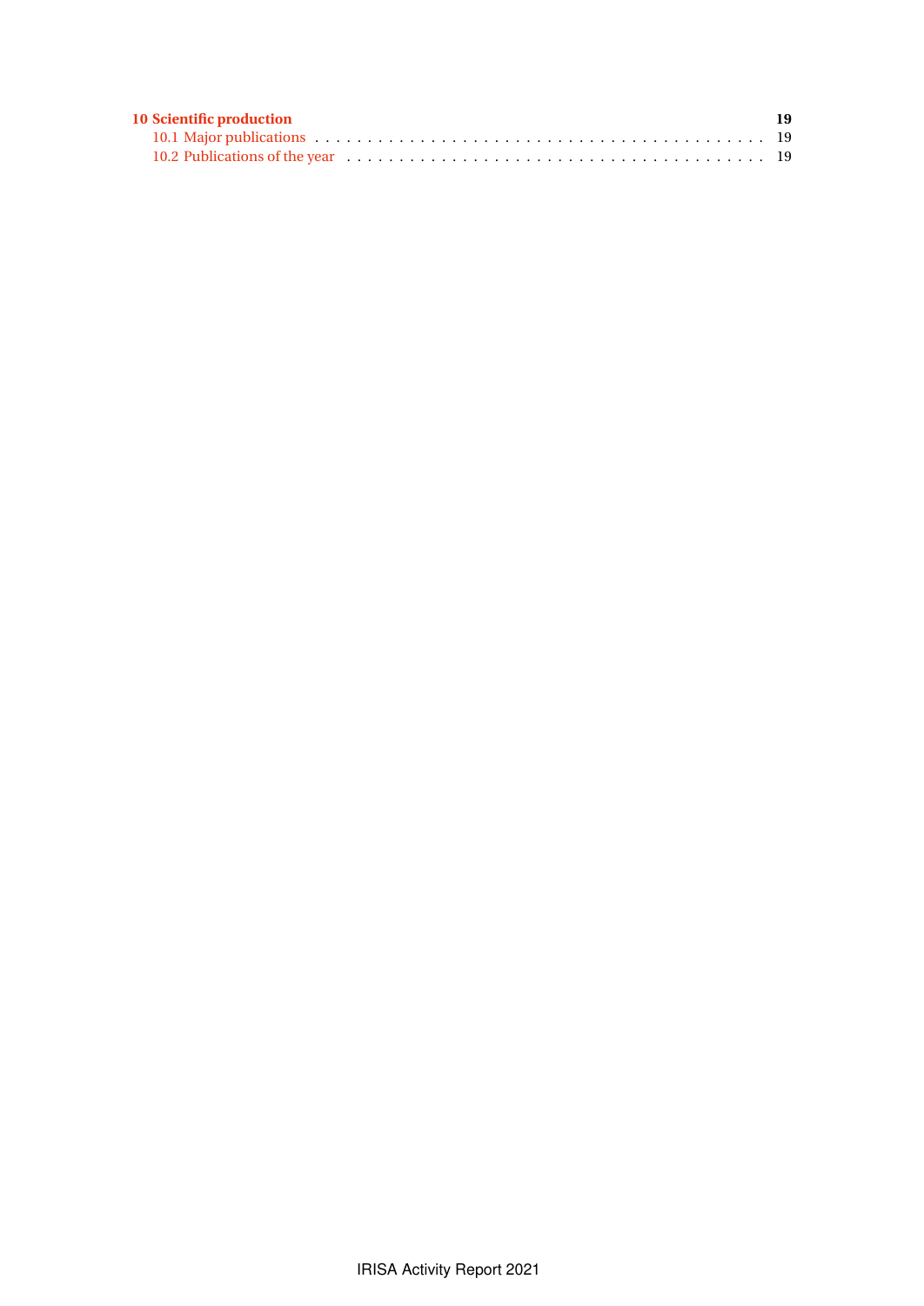**10 Scientific production** 19

10.1 Major publications . . . . . . . . . . . . . . . . . . . . . . . . . . . . . . . . . . . . . . . . . . 19

10.2 Publications of the year . . . . . . . . . . . . . . . . . . . . . . . . . . . . . . . . . . . . . . . 19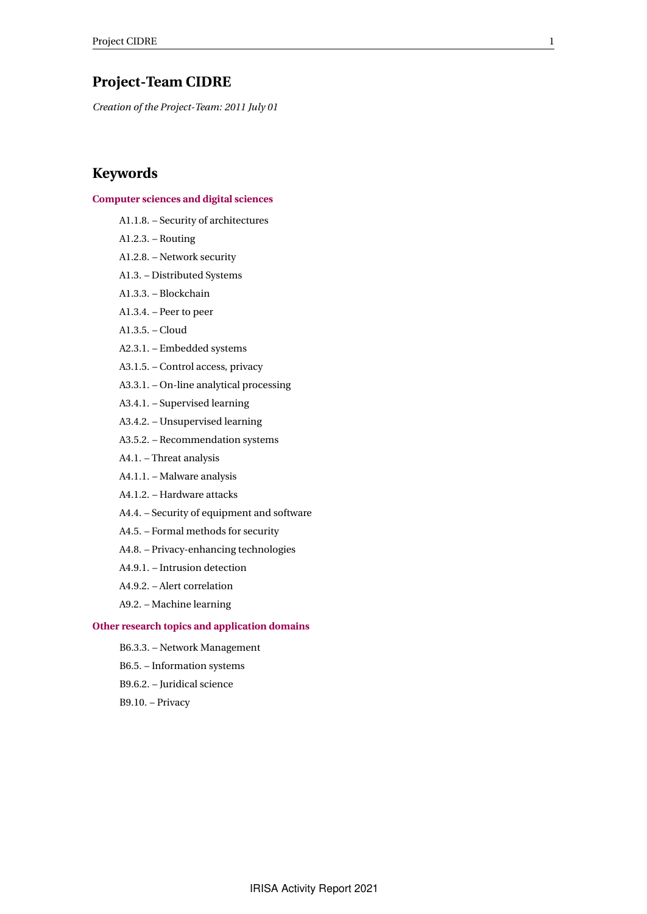# Project-Team CIDRE

*Creation of the Project-Team: 2011 July 01*

## Keywords

### Computer sciences and digital sciences

- A1.1.8. – Security of architectures
- A1.2.3. – Routing
- A1.2.8. – Network security
- A1.3. – Distributed Systems
- A1.3.3. – Blockchain
- A1.3.4. – Peer to peer
- A1.3.5. – Cloud
- A2.3.1. – Embedded systems
- A3.1.5. – Control access, privacy
- A3.3.1. – On-line analytical processing
- A3.4.1. – Supervised learning
- A3.4.2. – Unsupervised learning
- A3.5.2. – Recommendation systems
- A4.1. – Threat analysis
- A4.1.1. – Malware analysis
- A4.1.2. – Hardware attacks
- A4.4. – Security of equipment and software
- A4.5. – Formal methods for security
- A4.8. – Privacy-enhancing technologies
- A4.9.1. – Intrusion detection
- A4.9.2. – Alert correlation
- A9.2. – Machine learning

### Other research topics and application domains

- B6.3.3. – Network Management
- B6.5. – Information systems
- B9.6.2. – Juridical science
- B9.10. – Privacy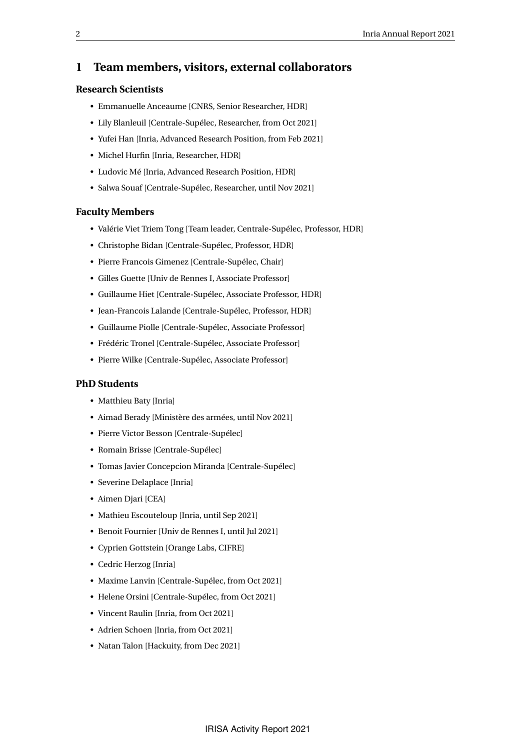# 1 Team members, visitors, external collaborators

## Research Scientists

- Emmanuelle Anceaume [CNRS, Senior Researcher, HDR]
- Lily Blanleuil [Centrale-Supélec, Researcher, from Oct 2021]
- Yufei Han [Inria, Advanced Research Position, from Feb 2021]
- Michel Hurfin [Inria, Researcher, HDR]
- Ludovic Mé [Inria, Advanced Research Position, HDR]
- Salwa Souaf [Centrale-Supélec, Researcher, until Nov 2021]

## Faculty Members

- Valérie Viet Triem Tong [Team leader, Centrale-Supélec, Professor, HDR]
- Christophe Bidan [Centrale-Supélec, Professor, HDR]
- Pierre Francois Gimenez [Centrale-Supélec, Chair]
- Gilles Guette [Univ de Rennes I, Associate Professor]
- Guillaume Hiet [Centrale-Supélec, Associate Professor, HDR]
- Jean-Francois Lalande [Centrale-Supélec, Professor, HDR]
- Guillaume Piolle [Centrale-Supélec, Associate Professor]
- Frédéric Tronel [Centrale-Supélec, Associate Professor]
- Pierre Wilke [Centrale-Supélec, Associate Professor]

## PhD Students

- Matthieu Baty [Inria]
- Aimad Berady [Ministère des armées, until Nov 2021]
- Pierre Victor Besson [Centrale-Supélec]
- Romain Brisse [Centrale-Supélec]
- Tomas Javier Concepcion Miranda [Centrale-Supélec]
- Severine Delaplace [Inria]
- Aimen Djari [CEA]
- Mathieu Escouteloup [Inria, until Sep 2021]
- Benoit Fournier [Univ de Rennes I, until Jul 2021]
- Cyprien Gottstein [Orange Labs, CIFRE]
- Cedric Herzog [Inria]
- Maxime Lanvin [Centrale-Supélec, from Oct 2021]
- Helene Orsini [Centrale-Supélec, from Oct 2021]
- Vincent Raulin [Inria, from Oct 2021]
- Adrien Schoen [Inria, from Oct 2021]
- Natan Talon [Hackuity, from Dec 2021]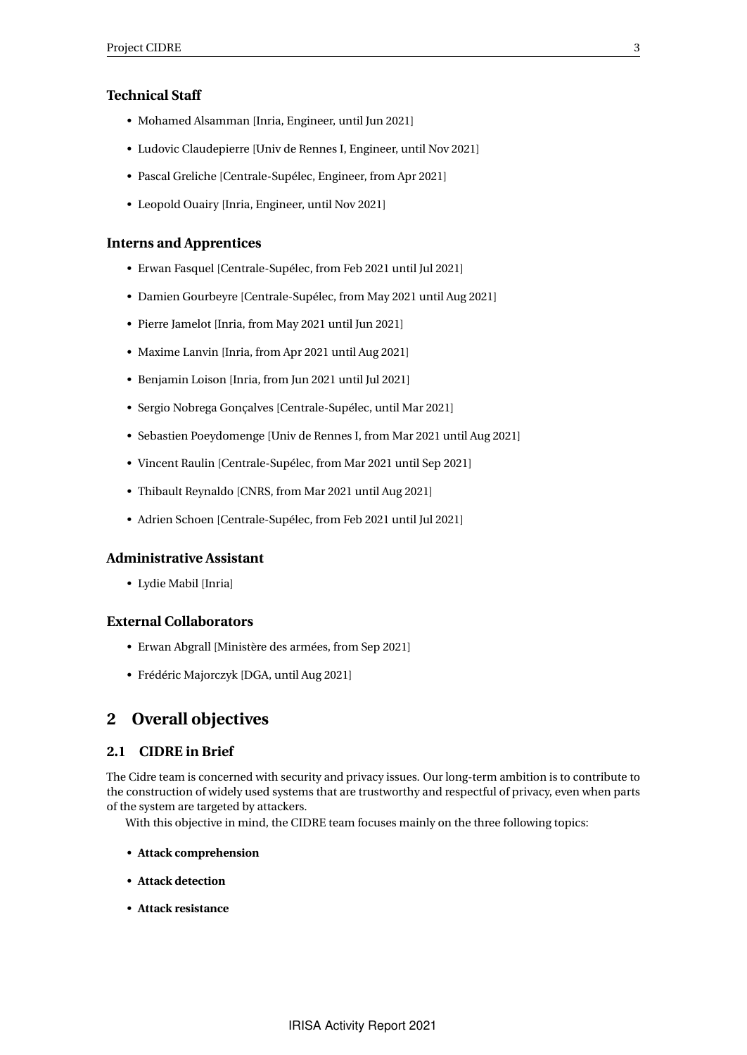### Technical Staff

- Mohamed Alsamman [Inria, Engineer, until Jun 2021]
- Ludovic Claudepierre [Univ de Rennes I, Engineer, until Nov 2021]
- Pascal Greliche [Centrale-Supélec, Engineer, from Apr 2021]
- Leopold Ouairy [Inria, Engineer, until Nov 2021]

### Interns and Apprentices

- Erwan Fasquel [Centrale-Supélec, from Feb 2021 until Jul 2021]
- Damien Gourbeyre [Centrale-Supélec, from May 2021 until Aug 2021]
- Pierre Jamelot [Inria, from May 2021 until Jun 2021]
- Maxime Lanvin [Inria, from Apr 2021 until Aug 2021]
- Benjamin Loison [Inria, from Jun 2021 until Jul 2021]
- Sergio Nobrega Gonçalves [Centrale-Supélec, until Mar 2021]
- Sebastien Poeydomenge [Univ de Rennes I, from Mar 2021 until Aug 2021]
- Vincent Raulin [Centrale-Supélec, from Mar 2021 until Sep 2021]
- Thibault Reynaldo [CNRS, from Mar 2021 until Aug 2021]
- Adrien Schoen [Centrale-Supélec, from Feb 2021 until Jul 2021]

### Administrative Assistant

- Lydie Mabil [Inria]

### External Collaborators

- Erwan Abgrall [Ministère des armées, from Sep 2021]
- Frédéric Majorczyk [DGA, until Aug 2021]

## 2 Overall objectives

### 2.1 CIDRE in Brief

The Cidre team is concerned with security and privacy issues. Our long-term ambition is to contribute to the construction of widely used systems that are trustworthy and respectful of privacy, even when parts of the system are targeted by attackers.

With this objective in mind, the CIDRE team focuses mainly on the three following topics:

- **Attack comprehension**
- **Attack detection**
- **Attack resistance**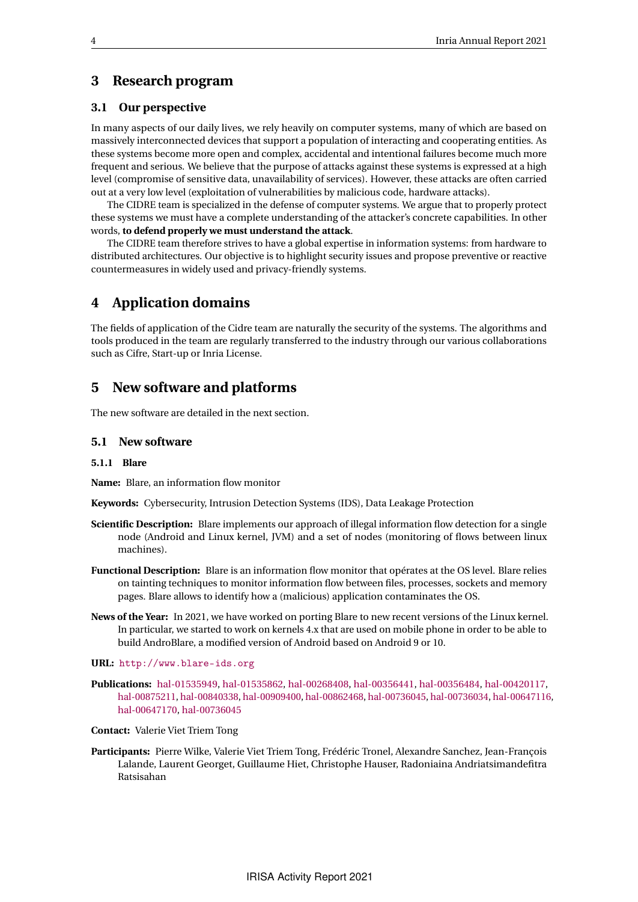# 3 Research program

## 3.1 Our perspective

In many aspects of our daily lives, we rely heavily on computer systems, many of which are based on massively interconnected devices that support a population of interacting and cooperating entities. As these systems become more open and complex, accidental and intentional failures become much more frequent and serious. We believe that the purpose of attacks against these systems is expressed at a high level (compromise of sensitive data, unavailability of services). However, these attacks are often carried out at a very low level (exploitation of vulnerabilities by malicious code, hardware attacks).

The CIDRE team is specialized in the defense of computer systems. We argue that to properly protect these systems we must have a complete understanding of the attacker's concrete capabilities. In other words, **to defend properly we must understand the attack**.

The CIDRE team therefore strives to have a global expertise in information systems: from hardware to distributed architectures. Our objective is to highlight security issues and propose preventive or reactive countermeasures in widely used and privacy-friendly systems.

# 4 Application domains

The fields of application of the Cidre team are naturally the security of the systems. The algorithms and tools produced in the team are regularly transferred to the industry through our various collaborations such as Cifre, Start-up or Inria License.

# 5 New software and platforms

The new software are detailed in the next section.

## 5.1 New software

### 5.1.1 Blare

**Name:** Blare, an information flow monitor

**Keywords:** Cybersecurity, Intrusion Detection Systems (IDS), Data Leakage Protection

**Scientific Description:** Blare implements our approach of illegal information flow detection for a single node (Android and Linux kernel, JVM) and a set of nodes (monitoring of flows between linux machines).

**Functional Description:** Blare is an information flow monitor that opérates at the OS level. Blare relies on tainting techniques to monitor information flow between files, processes, sockets and memory pages. Blare allows to identify how a (malicious) application contaminates the OS.

**News of the Year:** In 2021, we have worked on porting Blare to new recent versions of the Linux kernel. In particular, we started to work on kernels 4.x that are used on mobile phone in order to be able to build AndroBlare, a modified version of Android based on Android 9 or 10.

**URL:** `http://www.blare-ids.org`

**Publications:** hal-01535949, hal-01535862, hal-00268408, hal-00356441, hal-00356484, hal-00420117, hal-00875211, hal-00840338, hal-00909400, hal-00862468, hal-00736045, hal-00736034, hal-00647116, hal-00647170, hal-00736045

**Contact:** Valerie Viet Triem Tong

**Participants:** Pierre Wilke, Valerie Viet Triem Tong, Frédéric Tronel, Alexandre Sanchez, Jean-François Lalande, Laurent Georget, Guillaume Hiet, Christophe Hauser, Radoniaina Andriatsimandefitra Ratsisahan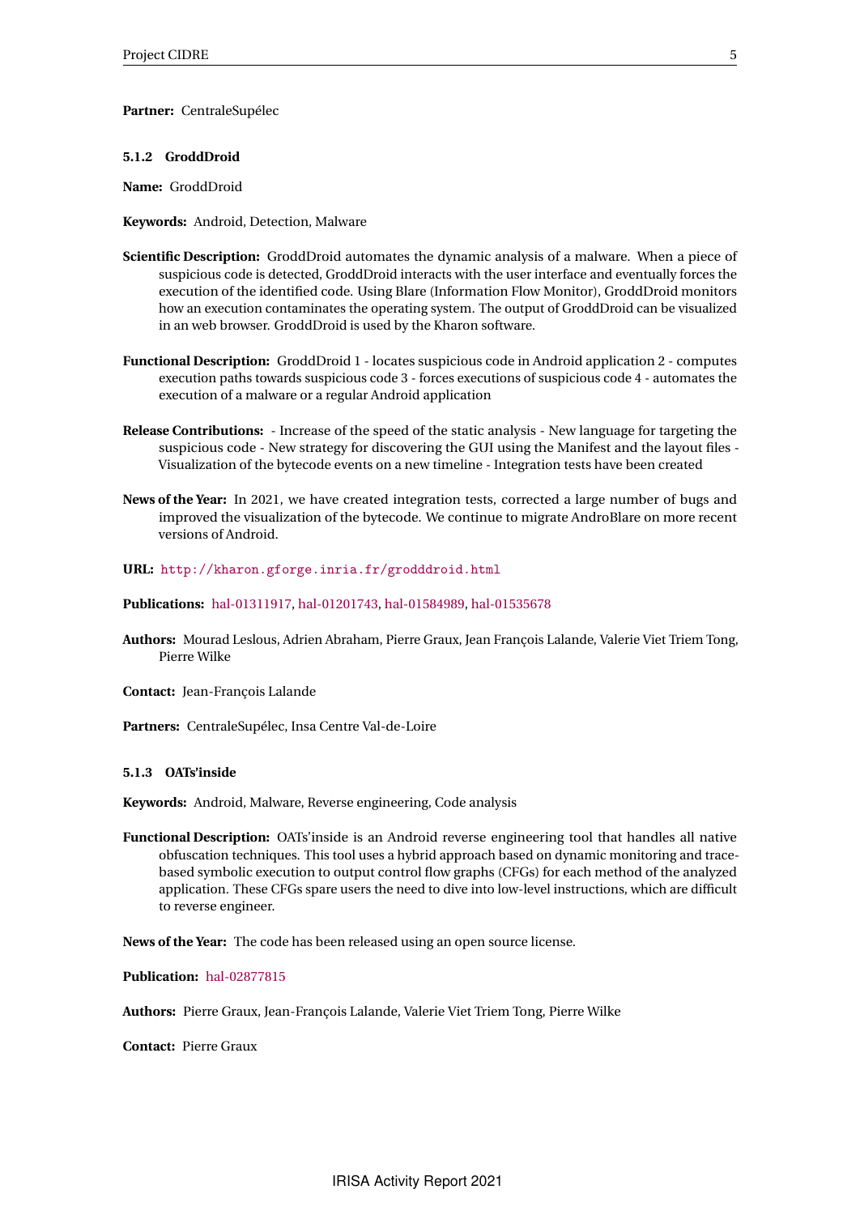**Partner:** CentraleSupélec

#### 5.1.2 GroddDroid

**Name:** GroddDroid

**Keywords:** Android, Detection, Malware

**Scientific Description:** GroddDroid automates the dynamic analysis of a malware. When a piece of suspicious code is detected, GroddDroid interacts with the user interface and eventually forces the execution of the identified code. Using Blare (Information Flow Monitor), GroddDroid monitors how an execution contaminates the operating system. The output of GroddDroid can be visualized in an web browser. GroddDroid is used by the Kharon software.

**Functional Description:** GroddDroid 1 - locates suspicious code in Android application 2 - computes execution paths towards suspicious code 3 - forces executions of suspicious code 4 - automates the execution of a malware or a regular Android application

**Release Contributions:** - Increase of the speed of the static analysis - New language for targeting the suspicious code - New strategy for discovering the GUI using the Manifest and the layout files - Visualization of the bytecode events on a new timeline - Integration tests have been created

**News of the Year:** In 2021, we have created integration tests, corrected a large number of bugs and improved the visualization of the bytecode. We continue to migrate AndroBlare on more recent versions of Android.

**URL:** `http://kharon.gforge.inria.fr/grodddroid.html`

**Publications:** hal-01311917, hal-01201743, hal-01584989, hal-01535678

**Authors:** Mourad Leslous, Adrien Abraham, Pierre Graux, Jean François Lalande, Valerie Viet Triem Tong, Pierre Wilke

**Contact:** Jean-François Lalande

**Partners:** CentraleSupélec, Insa Centre Val-de-Loire

#### 5.1.3 OATs'inside

**Keywords:** Android, Malware, Reverse engineering, Code analysis

**Functional Description:** OATs'inside is an Android reverse engineering tool that handles all native obfuscation techniques. This tool uses a hybrid approach based on dynamic monitoring and trace-based symbolic execution to output control flow graphs (CFGs) for each method of the analyzed application. These CFGs spare users the need to dive into low-level instructions, which are difficult to reverse engineer.

**News of the Year:** The code has been released using an open source license.

**Publication:** hal-02877815

**Authors:** Pierre Graux, Jean-François Lalande, Valerie Viet Triem Tong, Pierre Wilke

**Contact:** Pierre Graux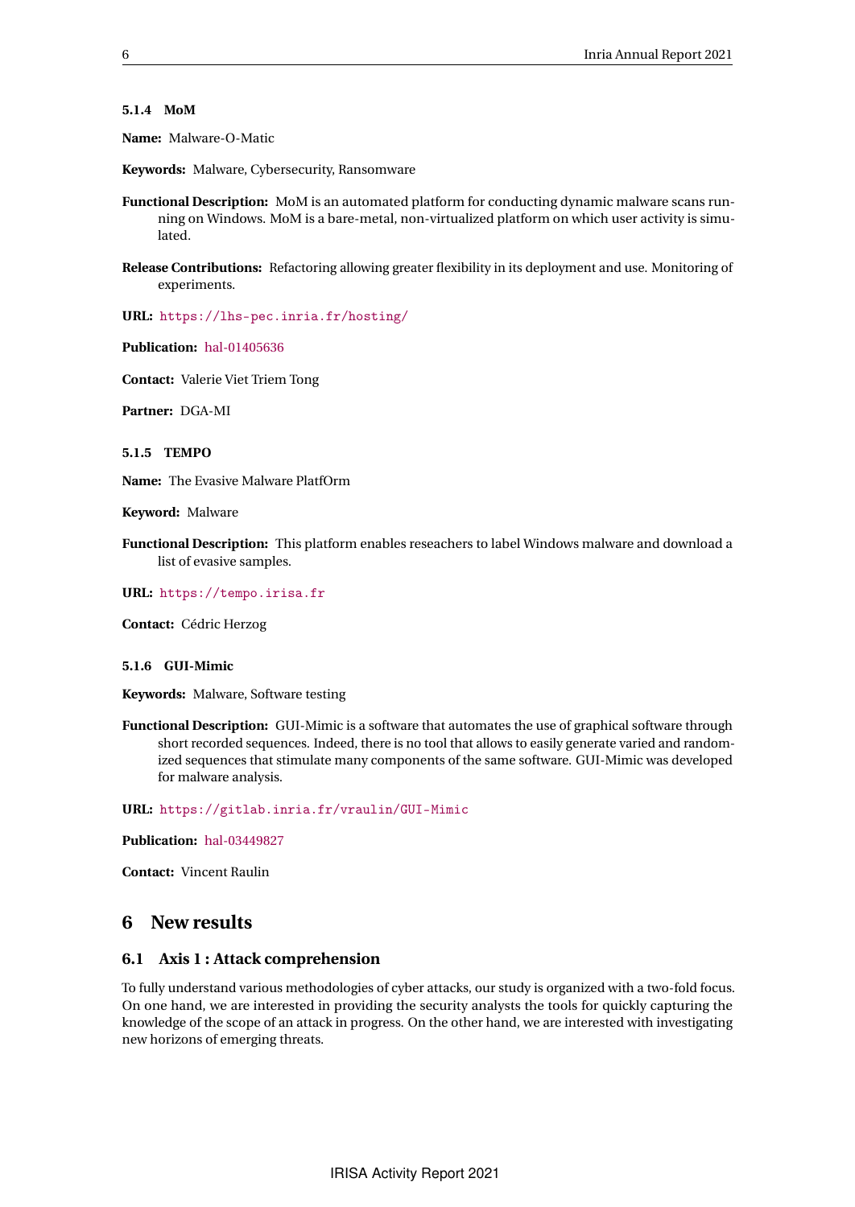#### 5.1.4 MoM

**Name:** Malware-O-Matic

**Keywords:** Malware, Cybersecurity, Ransomware

**Functional Description:** MoM is an automated platform for conducting dynamic malware scans running on Windows. MoM is a bare-metal, non-virtualized platform on which user activity is simulated.

**Release Contributions:** Refactoring allowing greater flexibility in its deployment and use. Monitoring of experiments.

**URL:** https://lhs-pec.inria.fr/hosting/

**Publication:** hal-01405636

**Contact:** Valerie Viet Triem Tong

**Partner:** DGA-MI

#### 5.1.5 TEMPO

**Name:** The Evasive Malware PlatfOrm

**Keyword:** Malware

**Functional Description:** This platform enables reseachers to label Windows malware and download a list of evasive samples.

**URL:** https://tempo.irisa.fr

**Contact:** Cédric Herzog

#### 5.1.6 GUI-Mimic

**Keywords:** Malware, Software testing

**Functional Description:** GUI-Mimic is a software that automates the use of graphical software through short recorded sequences. Indeed, there is no tool that allows to easily generate varied and randomized sequences that stimulate many components of the same software. GUI-Mimic was developed for malware analysis.

**URL:** https://gitlab.inria.fr/vraulin/GUI-Mimic

**Publication:** hal-03449827

**Contact:** Vincent Raulin

# 6 New results

## 6.1 Axis 1 : Attack comprehension

To fully understand various methodologies of cyber attacks, our study is organized with a two-fold focus. On one hand, we are interested in providing the security analysts the tools for quickly capturing the knowledge of the scope of an attack in progress. On the other hand, we are interested with investigating new horizons of emerging threats.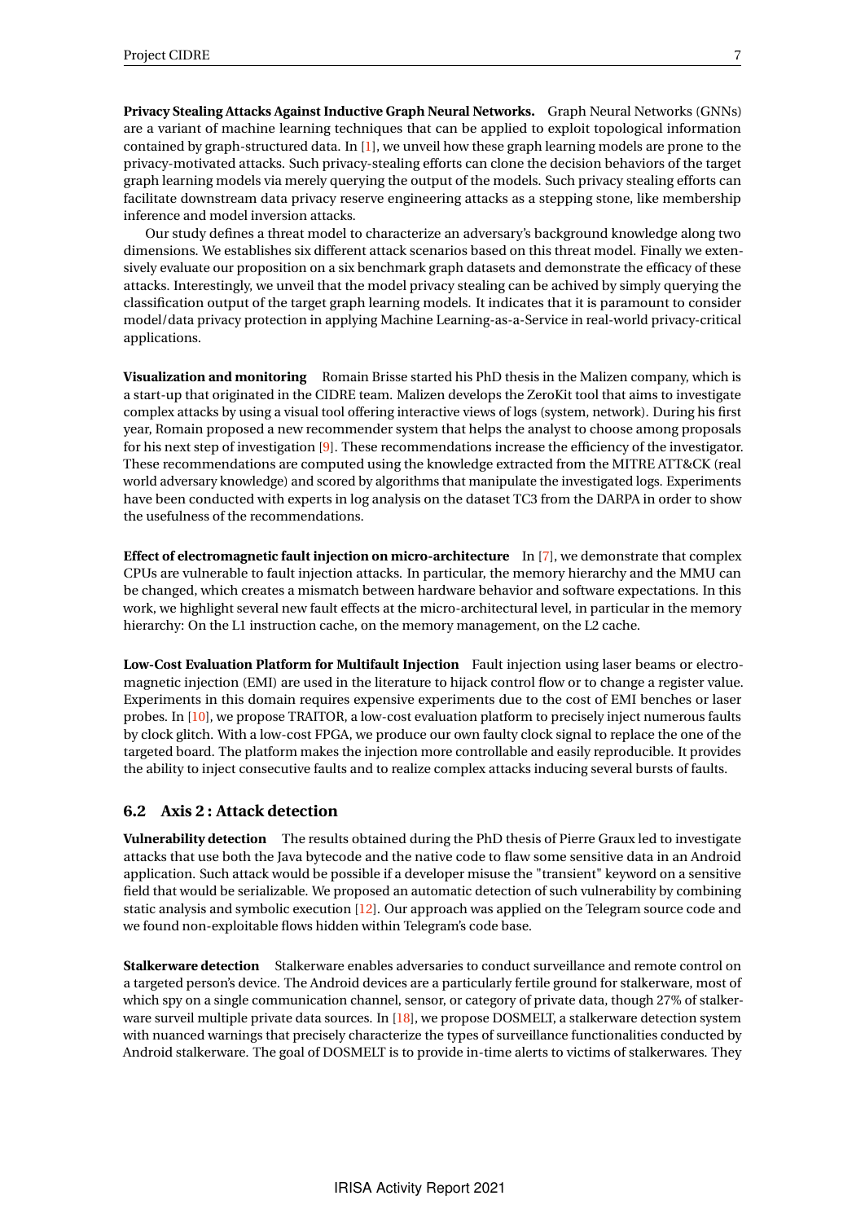**Privacy Stealing Attacks Against Inductive Graph Neural Networks.** Graph Neural Networks (GNNs) are a variant of machine learning techniques that can be applied to exploit topological information contained by graph-structured data. In [1], we unveil how these graph learning models are prone to the privacy-motivated attacks. Such privacy-stealing efforts can clone the decision behaviors of the target graph learning models via merely querying the output of the models. Such privacy stealing efforts can facilitate downstream data privacy reserve engineering attacks as a stepping stone, like membership inference and model inversion attacks.

Our study defines a threat model to characterize an adversary's background knowledge along two dimensions. We establishes six different attack scenarios based on this threat model. Finally we extensively evaluate our proposition on a six benchmark graph datasets and demonstrate the efficacy of these attacks. Interestingly, we unveil that the model privacy stealing can be achived by simply querying the classification output of the target graph learning models. It indicates that it is paramount to consider model/data privacy protection in applying Machine Learning-as-a-Service in real-world privacy-critical applications.

**Visualization and monitoring** Romain Brisse started his PhD thesis in the Malizen company, which is a start-up that originated in the CIDRE team. Malizen develops the ZeroKit tool that aims to investigate complex attacks by using a visual tool offering interactive views of logs (system, network). During his first year, Romain proposed a new recommender system that helps the analyst to choose among proposals for his next step of investigation [9]. These recommendations increase the efficiency of the investigator. These recommendations are computed using the knowledge extracted from the MITRE ATT&CK (real world adversary knowledge) and scored by algorithms that manipulate the investigated logs. Experiments have been conducted with experts in log analysis on the dataset TC3 from the DARPA in order to show the usefulness of the recommendations.

**Effect of electromagnetic fault injection on micro-architecture** In [7], we demonstrate that complex CPUs are vulnerable to fault injection attacks. In particular, the memory hierarchy and the MMU can be changed, which creates a mismatch between hardware behavior and software expectations. In this work, we highlight several new fault effects at the micro-architectural level, in particular in the memory hierarchy: On the L1 instruction cache, on the memory management, on the L2 cache.

**Low-Cost Evaluation Platform for Multifault Injection** Fault injection using laser beams or electromagnetic injection (EMI) are used in the literature to hijack control flow or to change a register value. Experiments in this domain requires expensive experiments due to the cost of EMI benches or laser probes. In [10], we propose TRAITOR, a low-cost evaluation platform to precisely inject numerous faults by clock glitch. With a low-cost FPGA, we produce our own faulty clock signal to replace the one of the targeted board. The platform makes the injection more controllable and easily reproducible. It provides the ability to inject consecutive faults and to realize complex attacks inducing several bursts of faults.

## 6.2 Axis 2 : Attack detection

**Vulnerability detection** The results obtained during the PhD thesis of Pierre Graux led to investigate attacks that use both the Java bytecode and the native code to flaw some sensitive data in an Android application. Such attack would be possible if a developer misuse the "transient" keyword on a sensitive field that would be serializable. We proposed an automatic detection of such vulnerability by combining static analysis and symbolic execution [12]. Our approach was applied on the Telegram source code and we found non-exploitable flows hidden within Telegram's code base.

**Stalkerware detection** Stalkerware enables adversaries to conduct surveillance and remote control on a targeted person's device. The Android devices are a particularly fertile ground for stalkerware, most of which spy on a single communication channel, sensor, or category of private data, though 27% of stalkerware surveil multiple private data sources. In [18], we propose DOSMELT, a stalkerware detection system with nuanced warnings that precisely characterize the types of surveillance functionalities conducted by Android stalkerware. The goal of DOSMELT is to provide in-time alerts to victims of stalkerwares. They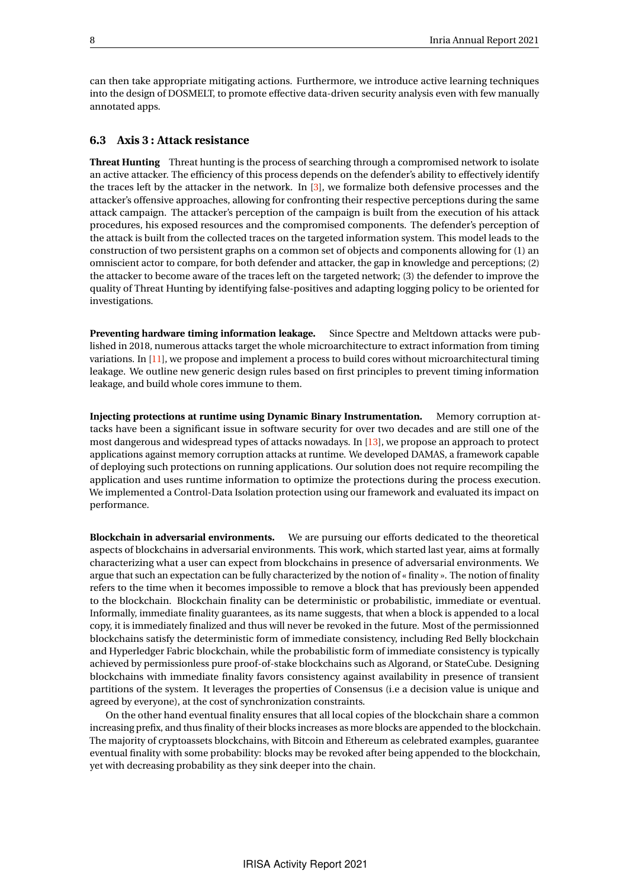can then take appropriate mitigating actions. Furthermore, we introduce active learning techniques into the design of DOSMELT, to promote effective data-driven security analysis even with few manually annotated apps.

### 6.3 Axis 3 : Attack resistance

**Threat Hunting** Threat hunting is the process of searching through a compromised network to isolate an active attacker. The efficiency of this process depends on the defender's ability to effectively identify the traces left by the attacker in the network. In [3], we formalize both defensive processes and the attacker's offensive approaches, allowing for confronting their respective perceptions during the same attack campaign. The attacker's perception of the campaign is built from the execution of his attack procedures, his exposed resources and the compromised components. The defender's perception of the attack is built from the collected traces on the targeted information system. This model leads to the construction of two persistent graphs on a common set of objects and components allowing for (1) an omniscient actor to compare, for both defender and attacker, the gap in knowledge and perceptions; (2) the attacker to become aware of the traces left on the targeted network; (3) the defender to improve the quality of Threat Hunting by identifying false-positives and adapting logging policy to be oriented for investigations.

**Preventing hardware timing information leakage.** Since Spectre and Meltdown attacks were published in 2018, numerous attacks target the whole microarchitecture to extract information from timing variations. In [11], we propose and implement a process to build cores without microarchitectural timing leakage. We outline new generic design rules based on first principles to prevent timing information leakage, and build whole cores immune to them.

**Injecting protections at runtime using Dynamic Binary Instrumentation.** Memory corruption attacks have been a significant issue in software security for over two decades and are still one of the most dangerous and widespread types of attacks nowadays. In [13], we propose an approach to protect applications against memory corruption attacks at runtime. We developed DAMAS, a framework capable of deploying such protections on running applications. Our solution does not require recompiling the application and uses runtime information to optimize the protections during the process execution. We implemented a Control-Data Isolation protection using our framework and evaluated its impact on performance.

**Blockchain in adversarial environments.** We are pursuing our efforts dedicated to the theoretical aspects of blockchains in adversarial environments. This work, which started last year, aims at formally characterizing what a user can expect from blockchains in presence of adversarial environments. We argue that such an expectation can be fully characterized by the notion of « finality ». The notion of finality refers to the time when it becomes impossible to remove a block that has previously been appended to the blockchain. Blockchain finality can be deterministic or probabilistic, immediate or eventual. Informally, immediate finality guarantees, as its name suggests, that when a block is appended to a local copy, it is immediately finalized and thus will never be revoked in the future. Most of the permissionned blockchains satisfy the deterministic form of immediate consistency, including Red Belly blockchain and Hyperledger Fabric blockchain, while the probabilistic form of immediate consistency is typically achieved by permissionless pure proof-of-stake blockchains such as Algorand, or StateCube. Designing blockchains with immediate finality favors consistency against availability in presence of transient partitions of the system. It leverages the properties of Consensus (i.e a decision value is unique and agreed by everyone), at the cost of synchronization constraints.

On the other hand eventual finality ensures that all local copies of the blockchain share a common increasing prefix, and thus finality of their blocks increases as more blocks are appended to the blockchain. The majority of cryptoassets blockchains, with Bitcoin and Ethereum as celebrated examples, guarantee eventual finality with some probability: blocks may be revoked after being appended to the blockchain, yet with decreasing probability as they sink deeper into the chain.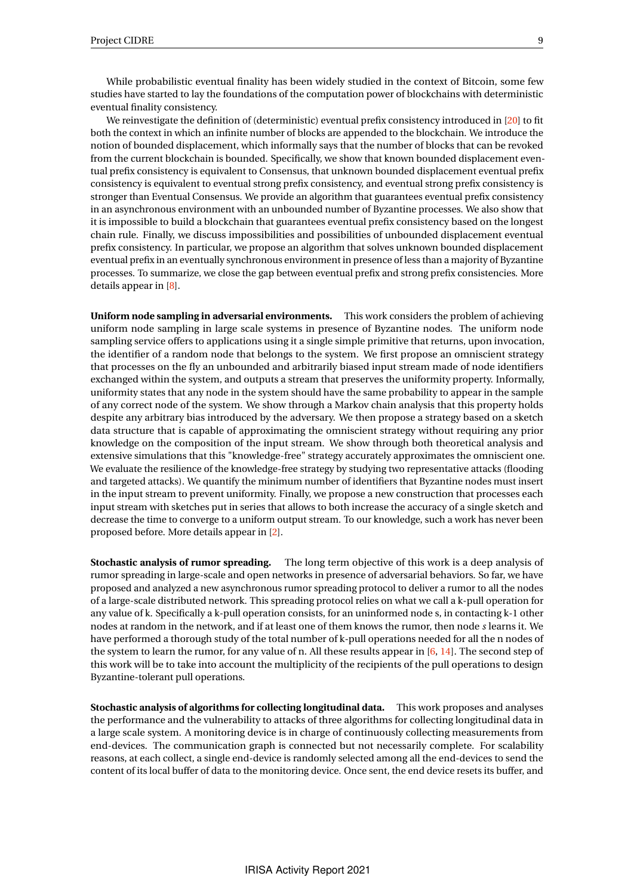While probabilistic eventual finality has been widely studied in the context of Bitcoin, some few studies have started to lay the foundations of the computation power of blockchains with deterministic eventual finality consistency.

We reinvestigate the definition of (deterministic) eventual prefix consistency introduced in [20] to fit both the context in which an infinite number of blocks are appended to the blockchain. We introduce the notion of bounded displacement, which informally says that the number of blocks that can be revoked from the current blockchain is bounded. Specifically, we show that known bounded displacement eventual prefix consistency is equivalent to Consensus, that unknown bounded displacement eventual prefix consistency is equivalent to eventual strong prefix consistency, and eventual strong prefix consistency is stronger than Eventual Consensus. We provide an algorithm that guarantees eventual prefix consistency in an asynchronous environment with an unbounded number of Byzantine processes. We also show that it is impossible to build a blockchain that guarantees eventual prefix consistency based on the longest chain rule. Finally, we discuss impossibilities and possibilities of unbounded displacement eventual prefix consistency. In particular, we propose an algorithm that solves unknown bounded displacement eventual prefix in an eventually synchronous environment in presence of less than a majority of Byzantine processes. To summarize, we close the gap between eventual prefix and strong prefix consistencies. More details appear in [8].

**Uniform node sampling in adversarial environments.** This work considers the problem of achieving uniform node sampling in large scale systems in presence of Byzantine nodes. The uniform node sampling service offers to applications using it a single simple primitive that returns, upon invocation, the identifier of a random node that belongs to the system. We first propose an omniscient strategy that processes on the fly an unbounded and arbitrarily biased input stream made of node identifiers exchanged within the system, and outputs a stream that preserves the uniformity property. Informally, uniformity states that any node in the system should have the same probability to appear in the sample of any correct node of the system. We show through a Markov chain analysis that this property holds despite any arbitrary bias introduced by the adversary. We then propose a strategy based on a sketch data structure that is capable of approximating the omniscient strategy without requiring any prior knowledge on the composition of the input stream. We show through both theoretical analysis and extensive simulations that this "knowledge-free" strategy accurately approximates the omniscient one. We evaluate the resilience of the knowledge-free strategy by studying two representative attacks (flooding and targeted attacks). We quantify the minimum number of identifiers that Byzantine nodes must insert in the input stream to prevent uniformity. Finally, we propose a new construction that processes each input stream with sketches put in series that allows to both increase the accuracy of a single sketch and decrease the time to converge to a uniform output stream. To our knowledge, such a work has never been proposed before. More details appear in [2].

**Stochastic analysis of rumor spreading.** The long term objective of this work is a deep analysis of rumor spreading in large-scale and open networks in presence of adversarial behaviors. So far, we have proposed and analyzed a new asynchronous rumor spreading protocol to deliver a rumor to all the nodes of a large-scale distributed network. This spreading protocol relies on what we call a k-pull operation for any value of k. Specifically a k-pull operation consists, for an uninformed node s, in contacting k-1 other nodes at random in the network, and if at least one of them knows the rumor, then node *s* learns it. We have performed a thorough study of the total number of k-pull operations needed for all the n nodes of the system to learn the rumor, for any value of n. All these results appear in [6, 14]. The second step of this work will be to take into account the multiplicity of the recipients of the pull operations to design Byzantine-tolerant pull operations.

**Stochastic analysis of algorithms for collecting longitudinal data.** This work proposes and analyses the performance and the vulnerability to attacks of three algorithms for collecting longitudinal data in a large scale system. A monitoring device is in charge of continuously collecting measurements from end-devices. The communication graph is connected but not necessarily complete. For scalability reasons, at each collect, a single end-device is randomly selected among all the end-devices to send the content of its local buffer of data to the monitoring device. Once sent, the end device resets its buffer, and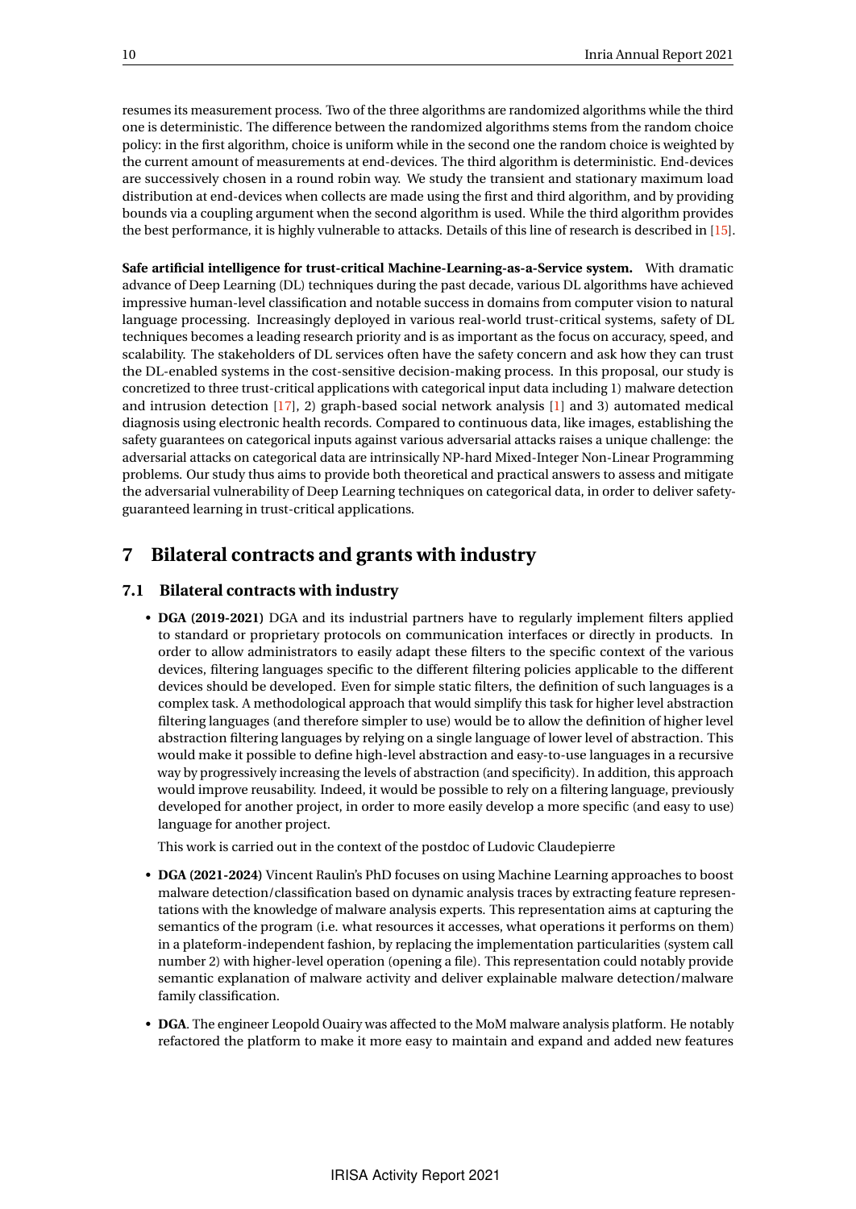resumes its measurement process. Two of the three algorithms are randomized algorithms while the third one is deterministic. The difference between the randomized algorithms stems from the random choice policy: in the first algorithm, choice is uniform while in the second one the random choice is weighted by the current amount of measurements at end-devices. The third algorithm is deterministic. End-devices are successively chosen in a round robin way. We study the transient and stationary maximum load distribution at end-devices when collects are made using the first and third algorithm, and by providing bounds via a coupling argument when the second algorithm is used. While the third algorithm provides the best performance, it is highly vulnerable to attacks. Details of this line of research is described in [15].

**Safe artificial intelligence for trust-critical Machine-Learning-as-a-Service system.** With dramatic advance of Deep Learning (DL) techniques during the past decade, various DL algorithms have achieved impressive human-level classification and notable success in domains from computer vision to natural language processing. Increasingly deployed in various real-world trust-critical systems, safety of DL techniques becomes a leading research priority and is as important as the focus on accuracy, speed, and scalability. The stakeholders of DL services often have the safety concern and ask how they can trust the DL-enabled systems in the cost-sensitive decision-making process. In this proposal, our study is concretized to three trust-critical applications with categorical input data including 1) malware detection and intrusion detection [17], 2) graph-based social network analysis [1] and 3) automated medical diagnosis using electronic health records. Compared to continuous data, like images, establishing the safety guarantees on categorical inputs against various adversarial attacks raises a unique challenge: the adversarial attacks on categorical data are intrinsically NP-hard Mixed-Integer Non-Linear Programming problems. Our study thus aims to provide both theoretical and practical answers to assess and mitigate the adversarial vulnerability of Deep Learning techniques on categorical data, in order to deliver safety-guaranteed learning in trust-critical applications.

# 7 Bilateral contracts and grants with industry

## 7.1 Bilateral contracts with industry

- **DGA (2019-2021)** DGA and its industrial partners have to regularly implement filters applied to standard or proprietary protocols on communication interfaces or directly in products. In order to allow administrators to easily adapt these filters to the specific context of the various devices, filtering languages specific to the different filtering policies applicable to the different devices should be developed. Even for simple static filters, the definition of such languages is a complex task. A methodological approach that would simplify this task for higher level abstraction filtering languages (and therefore simpler to use) would be to allow the definition of higher level abstraction filtering languages by relying on a single language of lower level of abstraction. This would make it possible to define high-level abstraction and easy-to-use languages in a recursive way by progressively increasing the levels of abstraction (and specificity). In addition, this approach would improve reusability. Indeed, it would be possible to rely on a filtering language, previously developed for another project, in order to more easily develop a more specific (and easy to use) language for another project.

  This work is carried out in the context of the postdoc of Ludovic Claudepierre

- **DGA (2021-2024)** Vincent Raulin's PhD focuses on using Machine Learning approaches to boost malware detection/classification based on dynamic analysis traces by extracting feature representations with the knowledge of malware analysis experts. This representation aims at capturing the semantics of the program (i.e. what resources it accesses, what operations it performs on them) in a plateform-independent fashion, by replacing the implementation particularities (system call number 2) with higher-level operation (opening a file). This representation could notably provide semantic explanation of malware activity and deliver explainable malware detection/malware family classification.

- **DGA**. The engineer Leopold Ouairy was affected to the MoM malware analysis platform. He notably refactored the platform to make it more easy to maintain and expand and added new features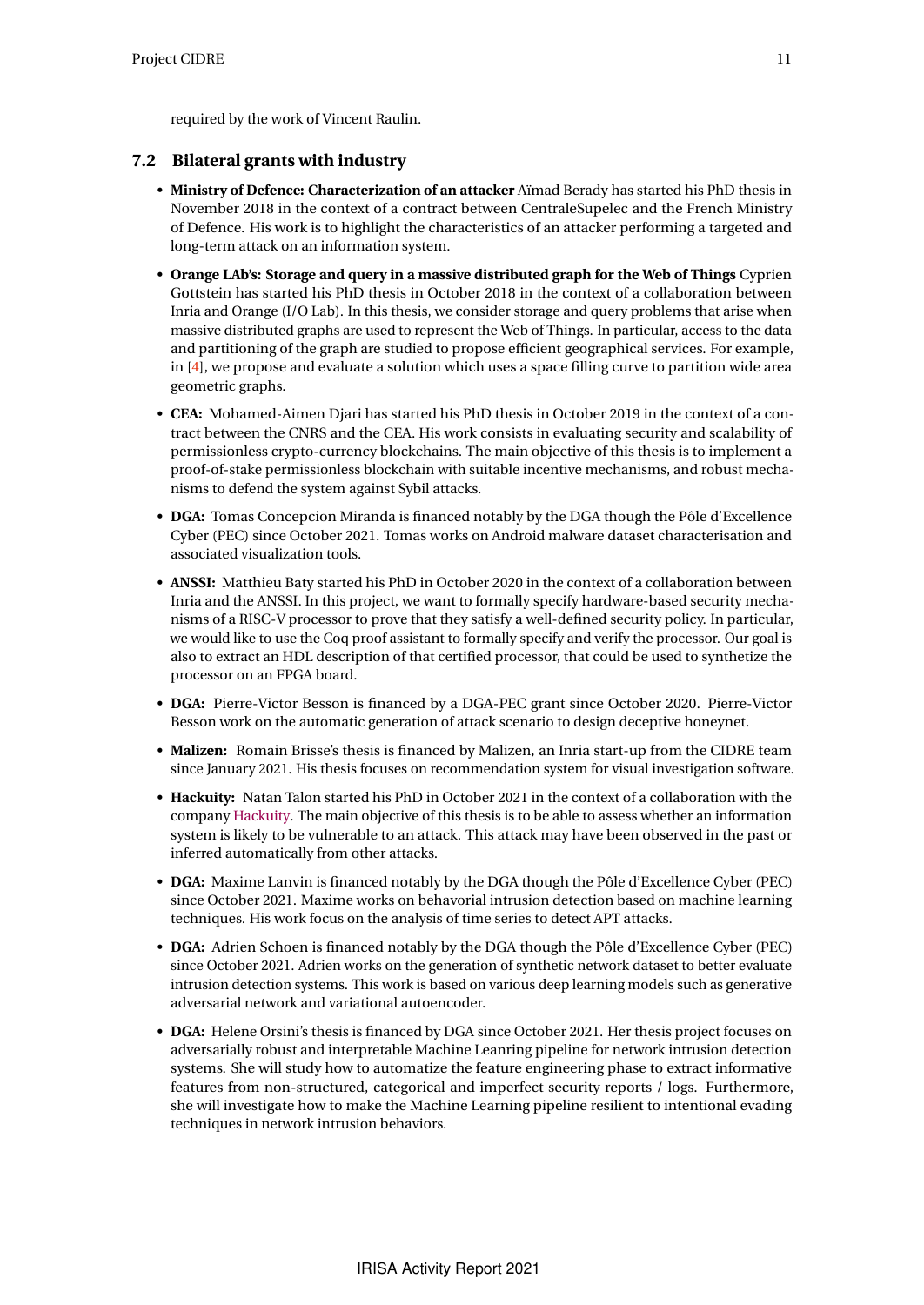required by the work of Vincent Raulin.

## 7.2 Bilateral grants with industry

- **Ministry of Defence: Characterization of an attacker** Aïmad Berady has started his PhD thesis in November 2018 in the context of a contract between CentraleSupelec and the French Ministry of Defence. His work is to highlight the characteristics of an attacker performing a targeted and long-term attack on an information system.
- **Orange LAb's: Storage and query in a massive distributed graph for the Web of Things** Cyprien Gottstein has started his PhD thesis in October 2018 in the context of a collaboration between Inria and Orange (I/O Lab). In this thesis, we consider storage and query problems that arise when massive distributed graphs are used to represent the Web of Things. In particular, access to the data and partitioning of the graph are studied to propose efficient geographical services. For example, in [4], we propose and evaluate a solution which uses a space filling curve to partition wide area geometric graphs.
- **CEA:** Mohamed-Aimen Djari has started his PhD thesis in October 2019 in the context of a contract between the CNRS and the CEA. His work consists in evaluating security and scalability of permissionless crypto-currency blockchains. The main objective of this thesis is to implement a proof-of-stake permissionless blockchain with suitable incentive mechanisms, and robust mechanisms to defend the system against Sybil attacks.
- **DGA:** Tomas Concepcion Miranda is financed notably by the DGA though the Pôle d'Excellence Cyber (PEC) since October 2021. Tomas works on Android malware dataset characterisation and associated visualization tools.
- **ANSSI:** Matthieu Baty started his PhD in October 2020 in the context of a collaboration between Inria and the ANSSI. In this project, we want to formally specify hardware-based security mechanisms of a RISC-V processor to prove that they satisfy a well-defined security policy. In particular, we would like to use the Coq proof assistant to formally specify and verify the processor. Our goal is also to extract an HDL description of that certified processor, that could be used to synthetize the processor on an FPGA board.
- **DGA:** Pierre-Victor Besson is financed by a DGA-PEC grant since October 2020. Pierre-Victor Besson work on the automatic generation of attack scenario to design deceptive honeynet.
- **Malizen:** Romain Brisse's thesis is financed by Malizen, an Inria start-up from the CIDRE team since January 2021. His thesis focuses on recommendation system for visual investigation software.
- **Hackuity:** Natan Talon started his PhD in October 2021 in the context of a collaboration with the company Hackuity. The main objective of this thesis is to be able to assess whether an information system is likely to be vulnerable to an attack. This attack may have been observed in the past or inferred automatically from other attacks.
- **DGA:** Maxime Lanvin is financed notably by the DGA though the Pôle d'Excellence Cyber (PEC) since October 2021. Maxime works on behavorial intrusion detection based on machine learning techniques. His work focus on the analysis of time series to detect APT attacks.
- **DGA:** Adrien Schoen is financed notably by the DGA though the Pôle d'Excellence Cyber (PEC) since October 2021. Adrien works on the generation of synthetic network dataset to better evaluate intrusion detection systems. This work is based on various deep learning models such as generative adversarial network and variational autoencoder.
- **DGA:** Helene Orsini's thesis is financed by DGA since October 2021. Her thesis project focuses on adversarially robust and interpretable Machine Leanring pipeline for network intrusion detection systems. She will study how to automatize the feature engineering phase to extract informative features from non-structured, categorical and imperfect security reports / logs. Furthermore, she will investigate how to make the Machine Learning pipeline resilient to intentional evading techniques in network intrusion behaviors.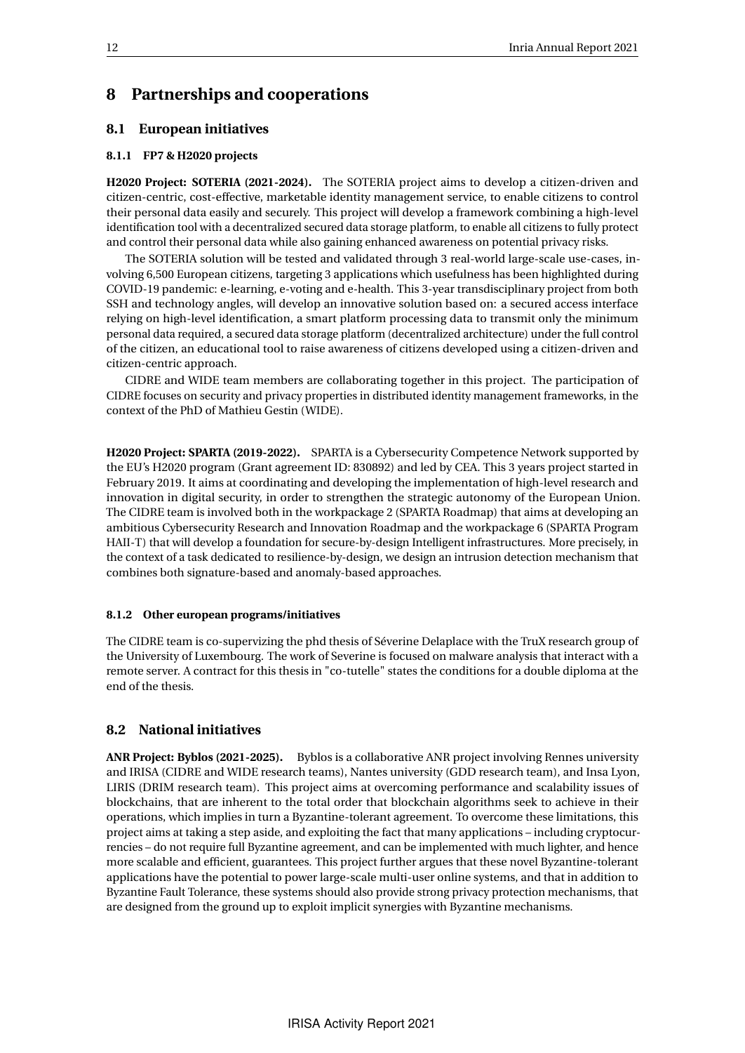# 8 Partnerships and cooperations

## 8.1 European initiatives

### 8.1.1 FP7 & H2020 projects

**H2020 Project: SOTERIA (2021-2024).** The SOTERIA project aims to develop a citizen-driven and citizen-centric, cost-effective, marketable identity management service, to enable citizens to control their personal data easily and securely. This project will develop a framework combining a high-level identification tool with a decentralized secured data storage platform, to enable all citizens to fully protect and control their personal data while also gaining enhanced awareness on potential privacy risks.

The SOTERIA solution will be tested and validated through 3 real-world large-scale use-cases, involving 6,500 European citizens, targeting 3 applications which usefulness has been highlighted during COVID-19 pandemic: e-learning, e-voting and e-health. This 3-year transdisciplinary project from both SSH and technology angles, will develop an innovative solution based on: a secured access interface relying on high-level identification, a smart platform processing data to transmit only the minimum personal data required, a secured data storage platform (decentralized architecture) under the full control of the citizen, an educational tool to raise awareness of citizens developed using a citizen-driven and citizen-centric approach.

CIDRE and WIDE team members are collaborating together in this project. The participation of CIDRE focuses on security and privacy properties in distributed identity management frameworks, in the context of the PhD of Mathieu Gestin (WIDE).

**H2020 Project: SPARTA (2019-2022).** SPARTA is a Cybersecurity Competence Network supported by the EU's H2020 program (Grant agreement ID: 830892) and led by CEA. This 3 years project started in February 2019. It aims at coordinating and developing the implementation of high-level research and innovation in digital security, in order to strengthen the strategic autonomy of the European Union. The CIDRE team is involved both in the workpackage 2 (SPARTA Roadmap) that aims at developing an ambitious Cybersecurity Research and Innovation Roadmap and the workpackage 6 (SPARTA Program HAII-T) that will develop a foundation for secure-by-design Intelligent infrastructures. More precisely, in the context of a task dedicated to resilience-by-design, we design an intrusion detection mechanism that combines both signature-based and anomaly-based approaches.

### 8.1.2 Other european programs/initiatives

The CIDRE team is co-supervizing the phd thesis of Séverine Delaplace with the TruX research group of the University of Luxembourg. The work of Severine is focused on malware analysis that interact with a remote server. A contract for this thesis in "co-tutelle" states the conditions for a double diploma at the end of the thesis.

## 8.2 National initiatives

**ANR Project: Byblos (2021-2025).** Byblos is a collaborative ANR project involving Rennes university and IRISA (CIDRE and WIDE research teams), Nantes university (GDD research team), and Insa Lyon, LIRIS (DRIM research team). This project aims at overcoming performance and scalability issues of blockchains, that are inherent to the total order that blockchain algorithms seek to achieve in their operations, which implies in turn a Byzantine-tolerant agreement. To overcome these limitations, this project aims at taking a step aside, and exploiting the fact that many applications – including cryptocurrencies – do not require full Byzantine agreement, and can be implemented with much lighter, and hence more scalable and efficient, guarantees. This project further argues that these novel Byzantine-tolerant applications have the potential to power large-scale multi-user online systems, and that in addition to Byzantine Fault Tolerance, these systems should also provide strong privacy protection mechanisms, that are designed from the ground up to exploit implicit synergies with Byzantine mechanisms.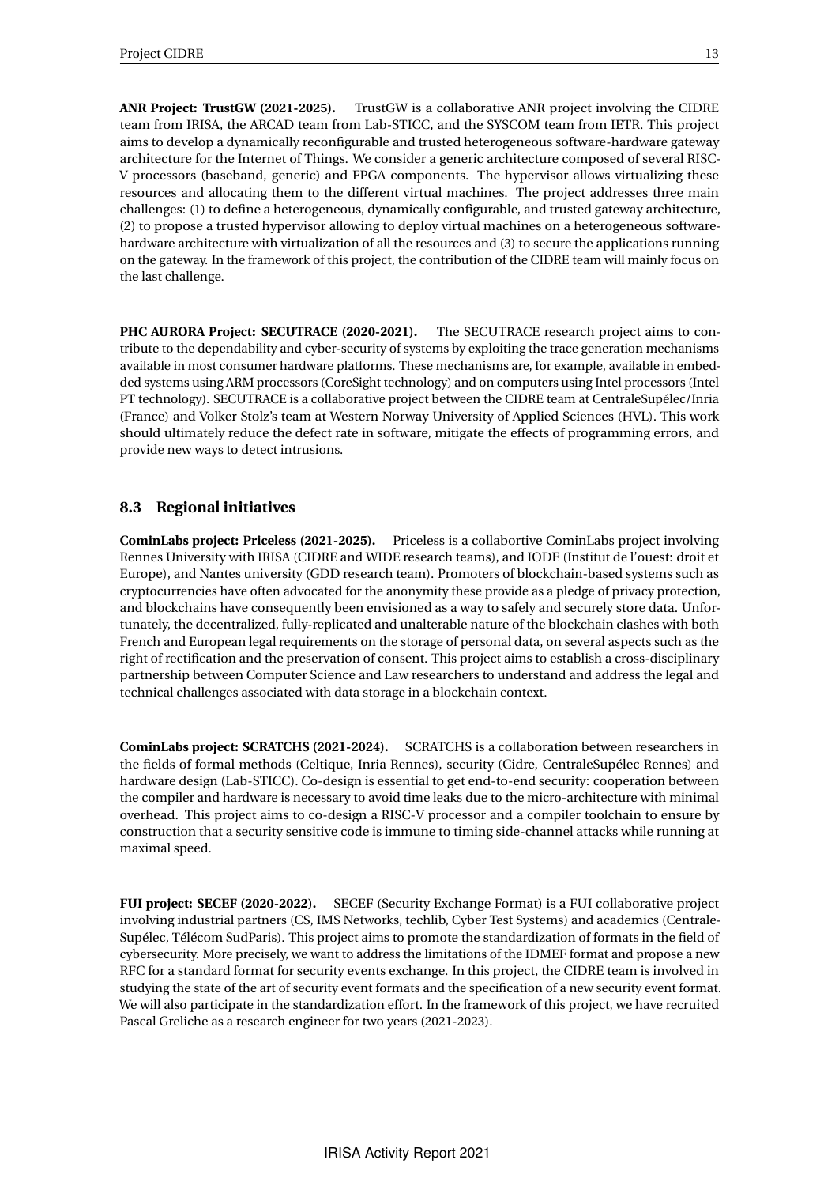**ANR Project: TrustGW (2021-2025).** TrustGW is a collaborative ANR project involving the CIDRE team from IRISA, the ARCAD team from Lab-STICC, and the SYSCOM team from IETR. This project aims to develop a dynamically reconfigurable and trusted heterogeneous software-hardware gateway architecture for the Internet of Things. We consider a generic architecture composed of several RISC-V processors (baseband, generic) and FPGA components. The hypervisor allows virtualizing these resources and allocating them to the different virtual machines. The project addresses three main challenges: (1) to define a heterogeneous, dynamically configurable, and trusted gateway architecture, (2) to propose a trusted hypervisor allowing to deploy virtual machines on a heterogeneous software-hardware architecture with virtualization of all the resources and (3) to secure the applications running on the gateway. In the framework of this project, the contribution of the CIDRE team will mainly focus on the last challenge.

**PHC AURORA Project: SECUTRACE (2020-2021).** The SECUTRACE research project aims to contribute to the dependability and cyber-security of systems by exploiting the trace generation mechanisms available in most consumer hardware platforms. These mechanisms are, for example, available in embedded systems using ARM processors (CoreSight technology) and on computers using Intel processors (Intel PT technology). SECUTRACE is a collaborative project between the CIDRE team at CentraleSupélec/Inria (France) and Volker Stolz's team at Western Norway University of Applied Sciences (HVL). This work should ultimately reduce the defect rate in software, mitigate the effects of programming errors, and provide new ways to detect intrusions.

## 8.3 Regional initiatives

**CominLabs project: Priceless (2021-2025).** Priceless is a collabortive CominLabs project involving Rennes University with IRISA (CIDRE and WIDE research teams), and IODE (Institut de l'ouest: droit et Europe), and Nantes university (GDD research team). Promoters of blockchain-based systems such as cryptocurrencies have often advocated for the anonymity these provide as a pledge of privacy protection, and blockchains have consequently been envisioned as a way to safely and securely store data. Unfortunately, the decentralized, fully-replicated and unalterable nature of the blockchain clashes with both French and European legal requirements on the storage of personal data, on several aspects such as the right of rectification and the preservation of consent. This project aims to establish a cross-disciplinary partnership between Computer Science and Law researchers to understand and address the legal and technical challenges associated with data storage in a blockchain context.

**CominLabs project: SCRATCHS (2021-2024).** SCRATCHS is a collaboration between researchers in the fields of formal methods (Celtique, Inria Rennes), security (Cidre, CentraleSupélec Rennes) and hardware design (Lab-STICC). Co-design is essential to get end-to-end security: cooperation between the compiler and hardware is necessary to avoid time leaks due to the micro-architecture with minimal overhead. This project aims to co-design a RISC-V processor and a compiler toolchain to ensure by construction that a security sensitive code is immune to timing side-channel attacks while running at maximal speed.

**FUI project: SECEF (2020-2022).** SECEF (Security Exchange Format) is a FUI collaborative project involving industrial partners (CS, IMS Networks, techlib, Cyber Test Systems) and academics (CentraleSupélec, Télécom SudParis). This project aims to promote the standardization of formats in the field of cybersecurity. More precisely, we want to address the limitations of the IDMEF format and propose a new RFC for a standard format for security events exchange. In this project, the CIDRE team is involved in studying the state of the art of security event formats and the specification of a new security event format. We will also participate in the standardization effort. In the framework of this project, we have recruited Pascal Greliche as a research engineer for two years (2021-2023).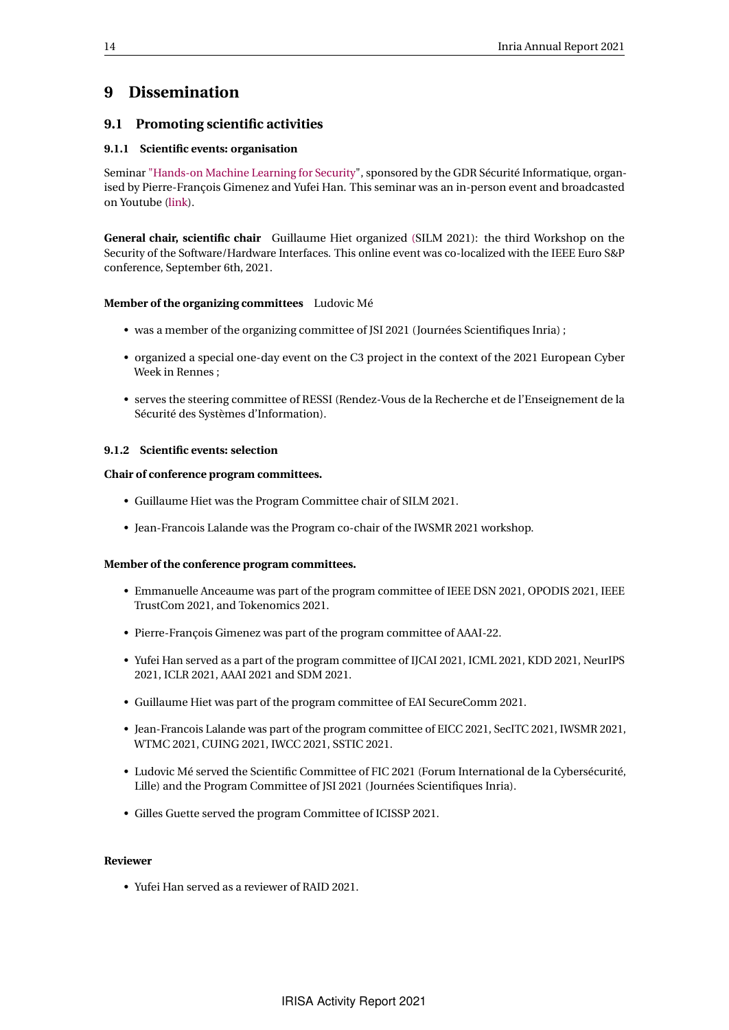# 9 Dissemination

## 9.1 Promoting scientific activities

### 9.1.1 Scientific events: organisation

Seminar "Hands-on Machine Learning for Security", sponsored by the GDR Sécurité Informatique, organised by Pierre-François Gimenez and Yufei Han. This seminar was an in-person event and broadcasted on Youtube (link).

**General chair, scientific chair** Guillaume Hiet organized (SILM 2021): the third Workshop on the Security of the Software/Hardware Interfaces. This online event was co-localized with the IEEE Euro S&P conference, September 6th, 2021.

**Member of the organizing committees** Ludovic Mé

- was a member of the organizing committee of JSI 2021 (Journées Scientifiques Inria) ;
- organized a special one-day event on the C3 project in the context of the 2021 European Cyber Week in Rennes ;
- serves the steering committee of RESSI (Rendez-Vous de la Recherche et de l'Enseignement de la Sécurité des Systèmes d'Information).

### 9.1.2 Scientific events: selection

**Chair of conference program committees.**

- Guillaume Hiet was the Program Committee chair of SILM 2021.
- Jean-Francois Lalande was the Program co-chair of the IWSMR 2021 workshop.

**Member of the conference program committees.**

- Emmanuelle Anceaume was part of the program committee of IEEE DSN 2021, OPODIS 2021, IEEE TrustCom 2021, and Tokenomics 2021.
- Pierre-François Gimenez was part of the program committee of AAAI-22.
- Yufei Han served as a part of the program committee of IJCAI 2021, ICML 2021, KDD 2021, NeurIPS 2021, ICLR 2021, AAAI 2021 and SDM 2021.
- Guillaume Hiet was part of the program committee of EAI SecureComm 2021.
- Jean-Francois Lalande was part of the program committee of EICC 2021, SecITC 2021, IWSMR 2021, WTMC 2021, CUING 2021, IWCC 2021, SSTIC 2021.
- Ludovic Mé served the Scientific Committee of FIC 2021 (Forum International de la Cybersécurité, Lille) and the Program Committee of JSI 2021 (Journées Scientifiques Inria).
- Gilles Guette served the program Committee of ICISSP 2021.

**Reviewer**

- Yufei Han served as a reviewer of RAID 2021.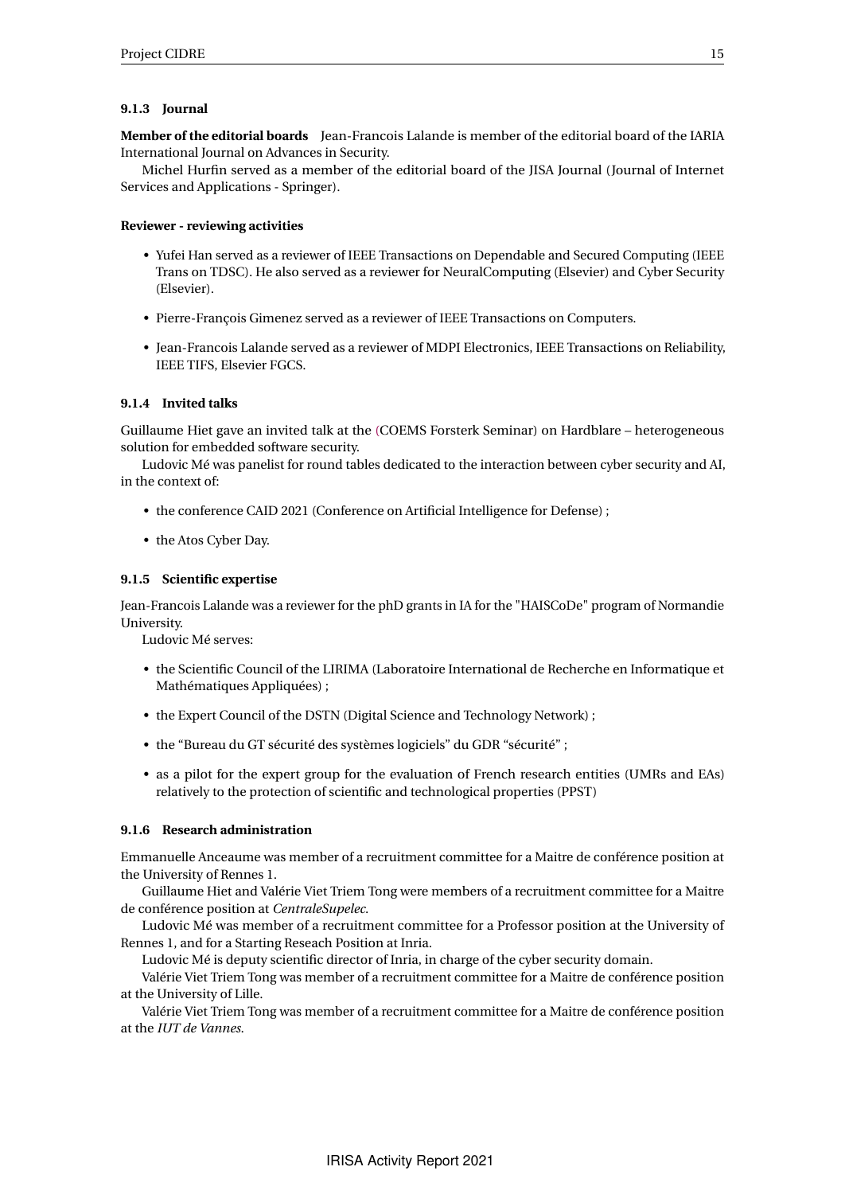### 9.1.3 Journal

**Member of the editorial boards** Jean-Francois Lalande is member of the editorial board of the IARIA International Journal on Advances in Security.

Michel Hurfin served as a member of the editorial board of the JISA Journal (Journal of Internet Services and Applications - Springer).

**Reviewer - reviewing activities**

- Yufei Han served as a reviewer of IEEE Transactions on Dependable and Secured Computing (IEEE Trans on TDSC). He also served as a reviewer for NeuralComputing (Elsevier) and Cyber Security (Elsevier).
- Pierre-François Gimenez served as a reviewer of IEEE Transactions on Computers.
- Jean-Francois Lalande served as a reviewer of MDPI Electronics, IEEE Transactions on Reliability, IEEE TIFS, Elsevier FGCS.

### 9.1.4 Invited talks

Guillaume Hiet gave an invited talk at the (COEMS Forsterk Seminar) on Hardblare – heterogeneous solution for embedded software security.

Ludovic Mé was panelist for round tables dedicated to the interaction between cyber security and AI, in the context of:

- the conference CAID 2021 (Conference on Artificial Intelligence for Defense) ;
- the Atos Cyber Day.

### 9.1.5 Scientific expertise

Jean-Francois Lalande was a reviewer for the phD grants in IA for the "HAISCoDe" program of Normandie University.

Ludovic Mé serves:

- the Scientific Council of the LIRIMA (Laboratoire International de Recherche en Informatique et Mathématiques Appliquées) ;
- the Expert Council of the DSTN (Digital Science and Technology Network) ;
- the “Bureau du GT sécurité des systèmes logiciels” du GDR “sécurité” ;
- as a pilot for the expert group for the evaluation of French research entities (UMRs and EAs) relatively to the protection of scientific and technological properties (PPST)

### 9.1.6 Research administration

Emmanuelle Anceaume was member of a recruitment committee for a Maitre de conférence position at the University of Rennes 1.

Guillaume Hiet and Valérie Viet Triem Tong were members of a recruitment committee for a Maitre de conférence position at *CentraleSupelec*.

Ludovic Mé was member of a recruitment committee for a Professor position at the University of Rennes 1, and for a Starting Reseach Position at Inria.

Ludovic Mé is deputy scientific director of Inria, in charge of the cyber security domain.

Valérie Viet Triem Tong was member of a recruitment committee for a Maitre de conférence position at the University of Lille.

Valérie Viet Triem Tong was member of a recruitment committee for a Maitre de conférence position at the *IUT de Vannes*.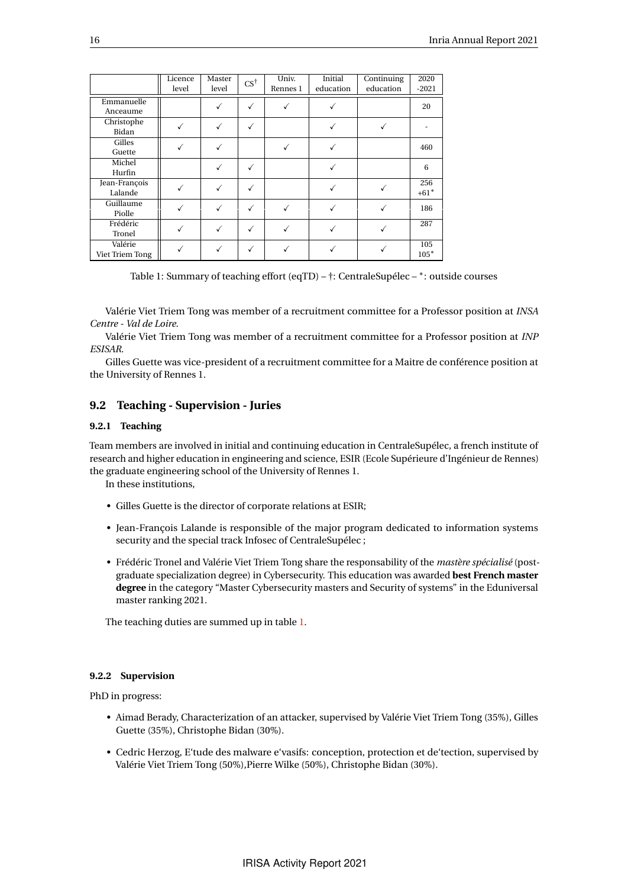| | Licence level | Master level | CS† | Univ. Rennes 1 | Initial education | Continuing education | 2020 -2021 |
|---|---|---|---|---|---|---|---|
| Emmanuelle Anceaume | | ✓ | ✓ | ✓ | ✓ | | 20 |
| Christophe Bidan | ✓ | ✓ | ✓ | | ✓ | ✓ | - |
| Gilles Guette | ✓ | ✓ | | ✓ | ✓ | | 460 |
| Michel Hurfin | | ✓ | ✓ | | ✓ | | 6 |
| Jean-François Lalande | ✓ | ✓ | ✓ | | ✓ | ✓ | 256 +61* |
| Guillaume Piolle | ✓ | ✓ | ✓ | ✓ | ✓ | ✓ | 186 |
| Frédéric Tronel | ✓ | ✓ | ✓ | ✓ | ✓ | ✓ | 287 |
| Valérie Viet Triem Tong | ✓ | ✓ | ✓ | ✓ | ✓ | ✓ | 105 105* |

Table 1: Summary of teaching effort (eqTD) – †: CentraleSupélec – *: outside courses

Valérie Viet Triem Tong was member of a recruitment committee for a Professor position at *INSA Centre - Val de Loire*.

Valérie Viet Triem Tong was member of a recruitment committee for a Professor position at *INP ESISAR*.

Gilles Guette was vice-president of a recruitment committee for a Maitre de conférence position at the University of Rennes 1.

## 9.2 Teaching - Supervision - Juries

### 9.2.1 Teaching

Team members are involved in initial and continuing education in CentraleSupélec, a french institute of research and higher education in engineering and science, ESIR (Ecole Supérieure d'Ingénieur de Rennes) the graduate engineering school of the University of Rennes 1.

In these institutions,

- Gilles Guette is the director of corporate relations at ESIR;
- Jean-François Lalande is responsible of the major program dedicated to information systems security and the special track Infosec of CentraleSupélec ;
- Frédéric Tronel and Valérie Viet Triem Tong share the responsability of the *mastère spécialisé* (post-graduate specialization degree) in Cybersecurity. This education was awarded **best French master degree** in the category "Master Cybersecurity masters and Security of systems" in the Eduniversal master ranking 2021.

The teaching duties are summed up in table 1.

### 9.2.2 Supervision

PhD in progress:

- Aimad Berady, Characterization of an attacker, supervised by Valérie Viet Triem Tong (35%), Gilles Guette (35%), Christophe Bidan (30%).
- Cedric Herzog, E'tude des malware e'vasifs: conception, protection et de'tection, supervised by Valérie Viet Triem Tong (50%),Pierre Wilke (50%), Christophe Bidan (30%).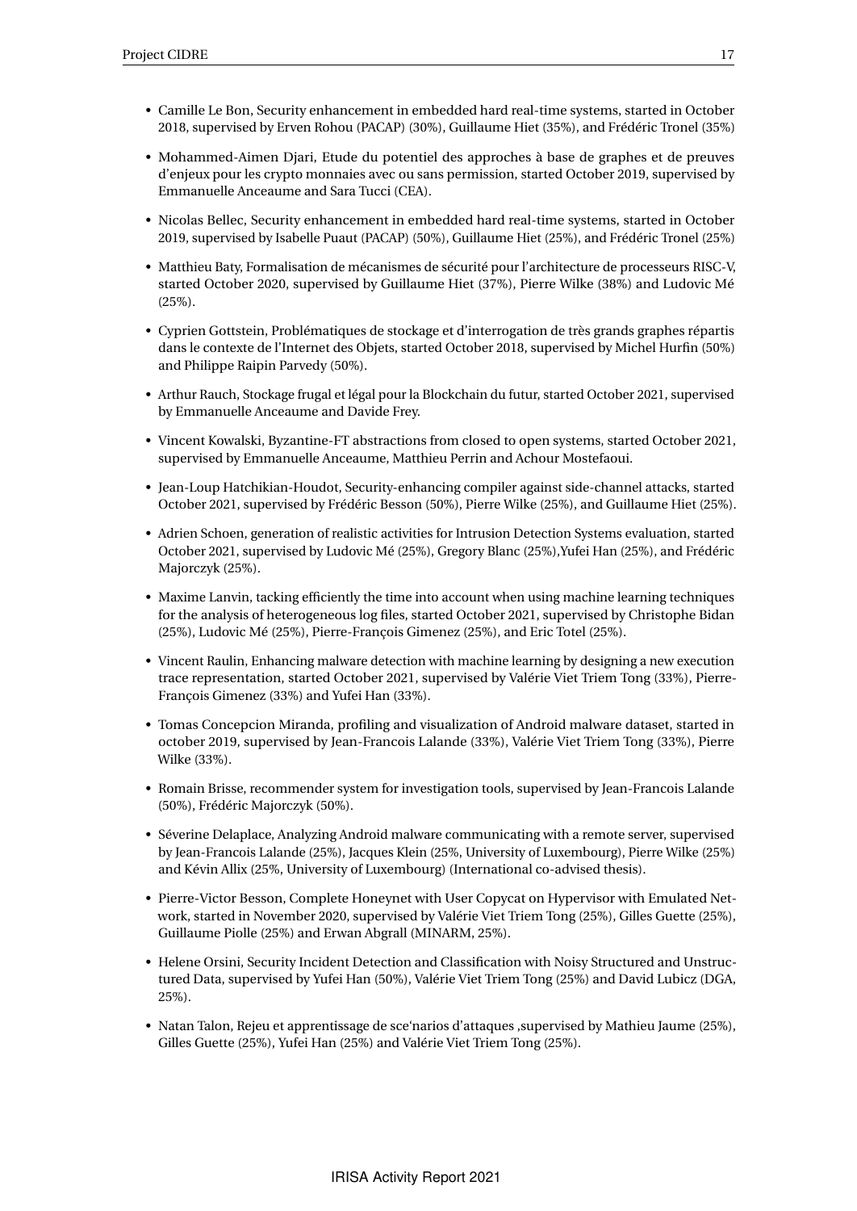- Camille Le Bon, Security enhancement in embedded hard real-time systems, started in October 2018, supervised by Erven Rohou (PACAP) (30%), Guillaume Hiet (35%), and Frédéric Tronel (35%)
- Mohammed-Aimen Djari, Etude du potentiel des approches à base de graphes et de preuves d'enjeux pour les crypto monnaies avec ou sans permission, started October 2019, supervised by Emmanuelle Anceaume and Sara Tucci (CEA).
- Nicolas Bellec, Security enhancement in embedded hard real-time systems, started in October 2019, supervised by Isabelle Puaut (PACAP) (50%), Guillaume Hiet (25%), and Frédéric Tronel (25%)
- Matthieu Baty, Formalisation de mécanismes de sécurité pour l'architecture de processeurs RISC-V, started October 2020, supervised by Guillaume Hiet (37%), Pierre Wilke (38%) and Ludovic Mé (25%).
- Cyprien Gottstein, Problématiques de stockage et d'interrogation de très grands graphes répartis dans le contexte de l'Internet des Objets, started October 2018, supervised by Michel Hurfin (50%) and Philippe Raipin Parvedy (50%).
- Arthur Rauch, Stockage frugal et légal pour la Blockchain du futur, started October 2021, supervised by Emmanuelle Anceaume and Davide Frey.
- Vincent Kowalski, Byzantine-FT abstractions from closed to open systems, started October 2021, supervised by Emmanuelle Anceaume, Matthieu Perrin and Achour Mostefaoui.
- Jean-Loup Hatchikian-Houdot, Security-enhancing compiler against side-channel attacks, started October 2021, supervised by Frédéric Besson (50%), Pierre Wilke (25%), and Guillaume Hiet (25%).
- Adrien Schoen, generation of realistic activities for Intrusion Detection Systems evaluation, started October 2021, supervised by Ludovic Mé (25%), Gregory Blanc (25%),Yufei Han (25%), and Frédéric Majorczyk (25%).
- Maxime Lanvin, tacking efficiently the time into account when using machine learning techniques for the analysis of heterogeneous log files, started October 2021, supervised by Christophe Bidan (25%), Ludovic Mé (25%), Pierre-François Gimenez (25%), and Eric Totel (25%).
- Vincent Raulin, Enhancing malware detection with machine learning by designing a new execution trace representation, started October 2021, supervised by Valérie Viet Triem Tong (33%), Pierre-François Gimenez (33%) and Yufei Han (33%).
- Tomas Concepcion Miranda, profiling and visualization of Android malware dataset, started in october 2019, supervised by Jean-Francois Lalande (33%), Valérie Viet Triem Tong (33%), Pierre Wilke (33%).
- Romain Brisse, recommender system for investigation tools, supervised by Jean-Francois Lalande (50%), Frédéric Majorczyk (50%).
- Séverine Delaplace, Analyzing Android malware communicating with a remote server, supervised by Jean-Francois Lalande (25%), Jacques Klein (25%, University of Luxembourg), Pierre Wilke (25%) and Kévin Allix (25%, University of Luxembourg) (International co-advised thesis).
- Pierre-Victor Besson, Complete Honeynet with User Copycat on Hypervisor with Emulated Network, started in November 2020, supervised by Valérie Viet Triem Tong (25%), Gilles Guette (25%), Guillaume Piolle (25%) and Erwan Abgrall (MINARM, 25%).
- Helene Orsini, Security Incident Detection and Classification with Noisy Structured and Unstructured Data, supervised by Yufei Han (50%), Valérie Viet Triem Tong (25%) and David Lubicz (DGA, 25%).
- Natan Talon, Rejeu et apprentissage de sce'narios d'attaques ,supervised by Mathieu Jaume (25%), Gilles Guette (25%), Yufei Han (25%) and Valérie Viet Triem Tong (25%).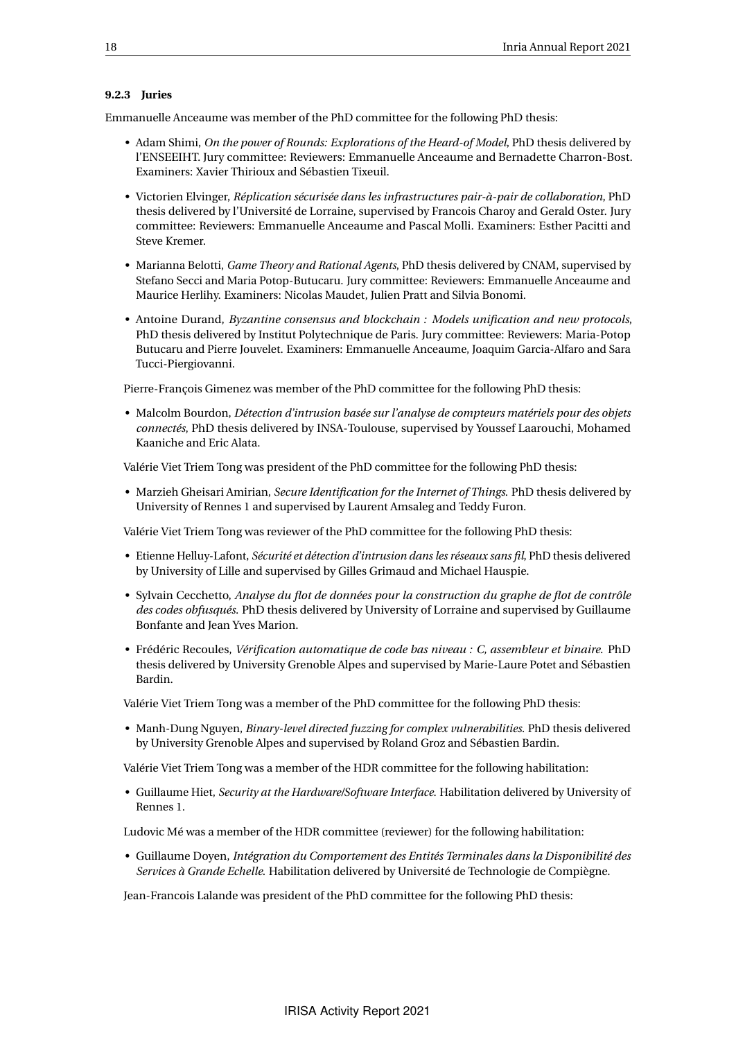#### 9.2.3 Juries

Emmanuelle Anceaume was member of the PhD committee for the following PhD thesis:

- Adam Shimi, *On the power of Rounds: Explorations of the Heard-of Model*, PhD thesis delivered by l'ENSEEIHT. Jury committee: Reviewers: Emmanuelle Anceaume and Bernadette Charron-Bost. Examiners: Xavier Thirioux and Sébastien Tixeuil.
- Victorien Elvinger, *Réplication sécurisée dans les infrastructures pair-à-pair de collaboration*, PhD thesis delivered by l'Université de Lorraine, supervised by Francois Charoy and Gerald Oster. Jury committee: Reviewers: Emmanuelle Anceaume and Pascal Molli. Examiners: Esther Pacitti and Steve Kremer.
- Marianna Belotti, *Game Theory and Rational Agents*, PhD thesis delivered by CNAM, supervised by Stefano Secci and Maria Potop-Butucaru. Jury committee: Reviewers: Emmanuelle Anceaume and Maurice Herlihy. Examiners: Nicolas Maudet, Julien Pratt and Silvia Bonomi.
- Antoine Durand, *Byzantine consensus and blockchain : Models unification and new protocols*, PhD thesis delivered by Institut Polytechnique de Paris. Jury committee: Reviewers: Maria-Potop Butucaru and Pierre Jouvelet. Examiners: Emmanuelle Anceaume, Joaquim Garcia-Alfaro and Sara Tucci-Piergiovanni.

Pierre-François Gimenez was member of the PhD committee for the following PhD thesis:

- Malcolm Bourdon, *Détection d'intrusion basée sur l'analyse de compteurs matériels pour des objets connectés*, PhD thesis delivered by INSA-Toulouse, supervised by Youssef Laarouchi, Mohamed Kaaniche and Eric Alata.

Valérie Viet Triem Tong was president of the PhD committee for the following PhD thesis:

- Marzieh Gheisari Amirian, *Secure Identification for the Internet of Things.* PhD thesis delivered by University of Rennes 1 and supervised by Laurent Amsaleg and Teddy Furon.

Valérie Viet Triem Tong was reviewer of the PhD committee for the following PhD thesis:

- Etienne Helluy-Lafont, *Sécurité et détection d'intrusion dans les réseaux sans fil*, PhD thesis delivered by University of Lille and supervised by Gilles Grimaud and Michael Hauspie.
- Sylvain Cecchetto, *Analyse du flot de données pour la construction du graphe de flot de contrôle des codes obfusqués.* PhD thesis delivered by University of Lorraine and supervised by Guillaume Bonfante and Jean Yves Marion.
- Frédéric Recoules, *Vérification automatique de code bas niveau : C, assembleur et binaire.* PhD thesis delivered by University Grenoble Alpes and supervised by Marie-Laure Potet and Sébastien Bardin.

Valérie Viet Triem Tong was a member of the PhD committee for the following PhD thesis:

- Manh-Dung Nguyen, *Binary-level directed fuzzing for complex vulnerabilities.* PhD thesis delivered by University Grenoble Alpes and supervised by Roland Groz and Sébastien Bardin.

Valérie Viet Triem Tong was a member of the HDR committee for the following habilitation:

- Guillaume Hiet, *Security at the Hardware/Software Interface.* Habilitation delivered by University of Rennes 1.

Ludovic Mé was a member of the HDR committee (reviewer) for the following habilitation:

- Guillaume Doyen, *Intégration du Comportement des Entités Terminales dans la Disponibilité des Services à Grande Echelle.* Habilitation delivered by Université de Technologie de Compiègne.

Jean-Francois Lalande was president of the PhD committee for the following PhD thesis: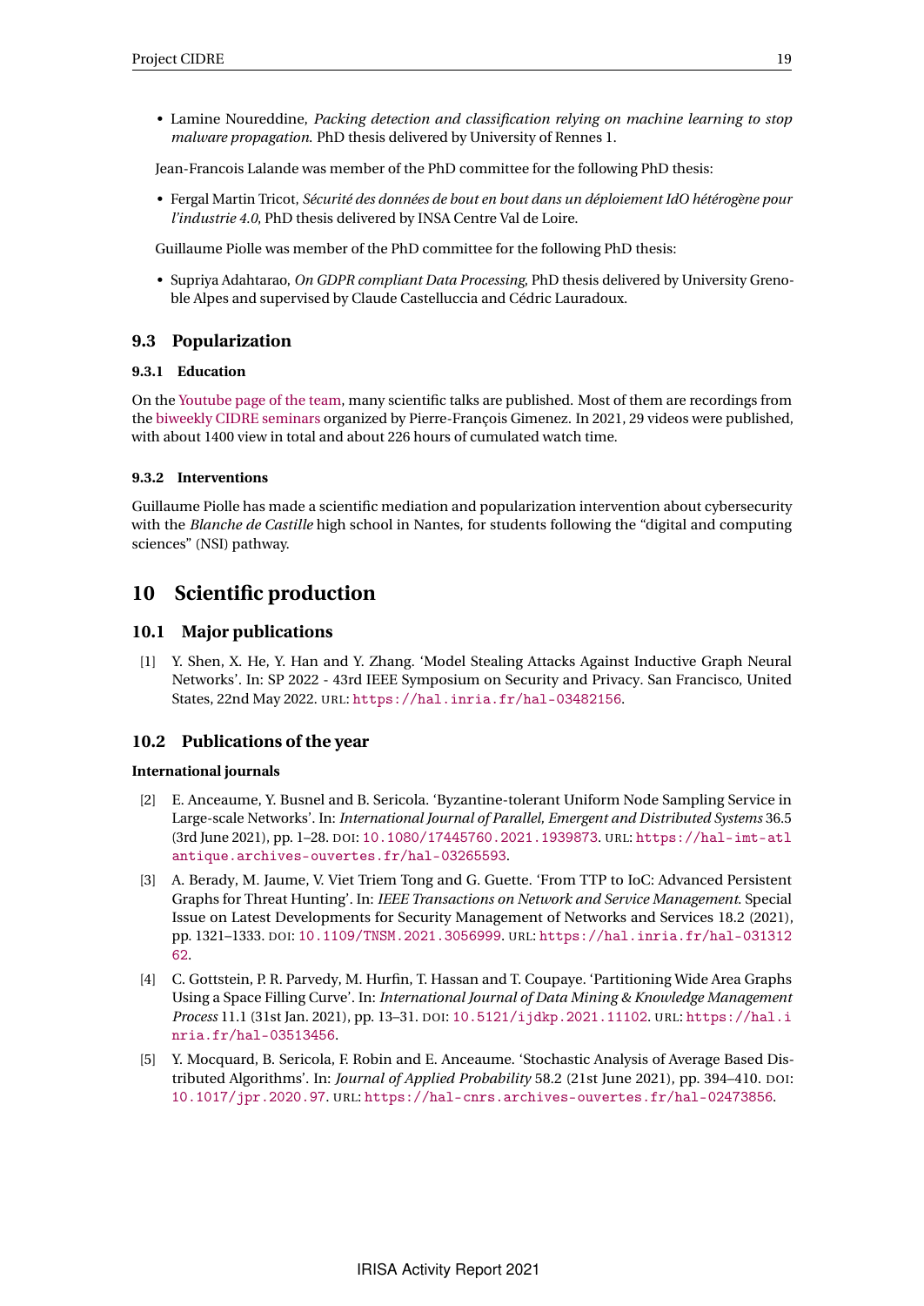- Lamine Noureddine, *Packing detection and classification relying on machine learning to stop malware propagation*. PhD thesis delivered by University of Rennes 1.

Jean-Francois Lalande was member of the PhD committee for the following PhD thesis:

- Fergal Martin Tricot, *Sécurité des données de bout en bout dans un déploiement IdO hétérogène pour l'industrie 4.0*, PhD thesis delivered by INSA Centre Val de Loire.

Guillaume Piolle was member of the PhD committee for the following PhD thesis:

- Supriya Adahtarao, *On GDPR compliant Data Processing*, PhD thesis delivered by University Grenoble Alpes and supervised by Claude Castelluccia and Cédric Lauradoux.

## 9.3 Popularization

### 9.3.1 Education

On the Youtube page of the team, many scientific talks are published. Most of them are recordings from the biweekly CIDRE seminars organized by Pierre-François Gimenez. In 2021, 29 videos were published, with about 1400 view in total and about 226 hours of cumulated watch time.

### 9.3.2 Interventions

Guillaume Piolle has made a scientific mediation and popularization intervention about cybersecurity with the *Blanche de Castille* high school in Nantes, for students following the "digital and computing sciences" (NSI) pathway.

# 10 Scientific production

## 10.1 Major publications

[1] Y. Shen, X. He, Y. Han and Y. Zhang. 'Model Stealing Attacks Against Inductive Graph Neural Networks'. In: SP 2022 - 43rd IEEE Symposium on Security and Privacy. San Francisco, United States, 22nd May 2022. URL: https://hal.inria.fr/hal-03482156.

## 10.2 Publications of the year

**International journals**

[2] E. Anceaume, Y. Busnel and B. Sericola. 'Byzantine-tolerant Uniform Node Sampling Service in Large-scale Networks'. In: *International Journal of Parallel, Emergent and Distributed Systems* 36.5 (3rd June 2021), pp. 1–28. DOI: 10.1080/17445760.2021.1939873. URL: https://hal-imt-atlantique.archives-ouvertes.fr/hal-03265593.

[3] A. Berady, M. Jaume, V. Viet Triem Tong and G. Guette. 'From TTP to IoC: Advanced Persistent Graphs for Threat Hunting'. In: *IEEE Transactions on Network and Service Management*. Special Issue on Latest Developments for Security Management of Networks and Services 18.2 (2021), pp. 1321–1333. DOI: 10.1109/TNSM.2021.3056999. URL: https://hal.inria.fr/hal-03131262.

[4] C. Gottstein, P. R. Parvedy, M. Hurfin, T. Hassan and T. Coupaye. 'Partitioning Wide Area Graphs Using a Space Filling Curve'. In: *International Journal of Data Mining & Knowledge Management Process* 11.1 (31st Jan. 2021), pp. 13–31. DOI: 10.5121/ijdkp.2021.11102. URL: https://hal.inria.fr/hal-03513456.

[5] Y. Mocquard, B. Sericola, F. Robin and E. Anceaume. 'Stochastic Analysis of Average Based Distributed Algorithms'. In: *Journal of Applied Probability* 58.2 (21st June 2021), pp. 394–410. DOI: 10.1017/jpr.2020.97. URL: https://hal-cnrs.archives-ouvertes.fr/hal-02473856.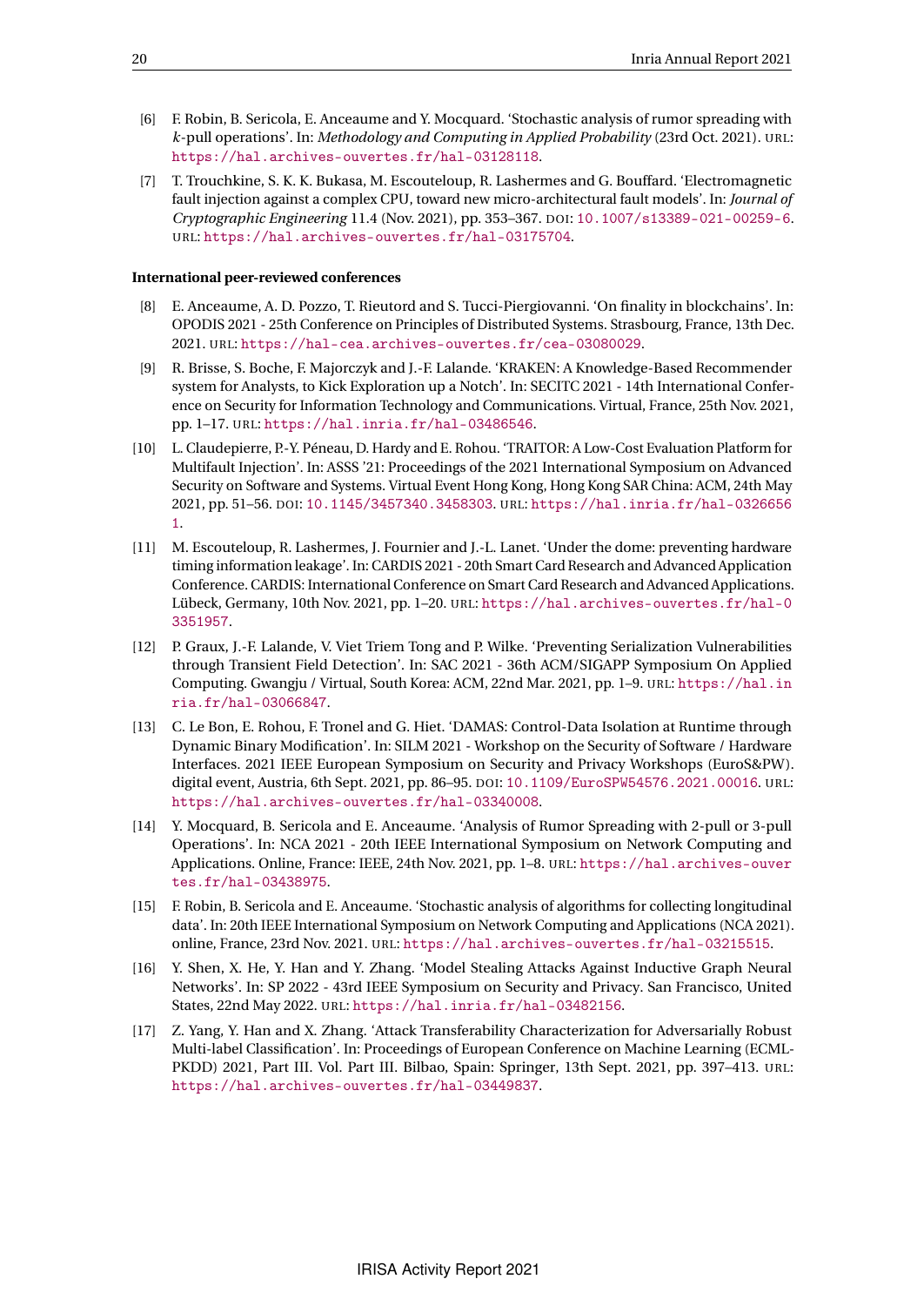[6] F. Robin, B. Sericola, E. Anceaume and Y. Mocquard. 'Stochastic analysis of rumor spreading with $k$-pull operations'. In: *Methodology and Computing in Applied Probability* (23rd Oct. 2021). URL: https://hal.archives-ouvertes.fr/hal-03128118.

[7] T. Trouchkine, S. K. K. Bukasa, M. Escouteloup, R. Lashermes and G. Bouffard. 'Electromagnetic fault injection against a complex CPU, toward new micro-architectural fault models'. In: *Journal of Cryptographic Engineering* 11.4 (Nov. 2021), pp. 353–367. DOI: 10.1007/s13389-021-00259-6. URL: https://hal.archives-ouvertes.fr/hal-03175704.

**International peer-reviewed conferences**

[8] E. Anceaume, A. D. Pozzo, T. Rieutord and S. Tucci-Piergiovanni. 'On finality in blockchains'. In: OPODIS 2021 - 25th Conference on Principles of Distributed Systems. Strasbourg, France, 13th Dec. 2021. URL: https://hal-cea.archives-ouvertes.fr/cea-03080029.

[9] R. Brisse, S. Boche, F. Majorczyk and J.-F. Lalande. 'KRAKEN: A Knowledge-Based Recommender system for Analysts, to Kick Exploration up a Notch'. In: SECITC 2021 - 14th International Conference on Security for Information Technology and Communications. Virtual, France, 25th Nov. 2021, pp. 1–17. URL: https://hal.inria.fr/hal-03486546.

[10] L. Claudepierre, P.-Y. Péneau, D. Hardy and E. Rohou. 'TRAITOR: A Low-Cost Evaluation Platform for Multifault Injection'. In: ASSS '21: Proceedings of the 2021 International Symposium on Advanced Security on Software and Systems. Virtual Event Hong Kong, Hong Kong SAR China: ACM, 24th May 2021, pp. 51–56. DOI: 10.1145/3457340.3458303. URL: https://hal.inria.fr/hal-03266561.

[11] M. Escouteloup, R. Lashermes, J. Fournier and J.-L. Lanet. 'Under the dome: preventing hardware timing information leakage'. In: CARDIS 2021 - 20th Smart Card Research and Advanced Application Conference. CARDIS: International Conference on Smart Card Research and Advanced Applications. Lübeck, Germany, 10th Nov. 2021, pp. 1–20. URL: https://hal.archives-ouvertes.fr/hal-03351957.

[12] P. Graux, J.-F. Lalande, V. Viet Triem Tong and P. Wilke. 'Preventing Serialization Vulnerabilities through Transient Field Detection'. In: SAC 2021 - 36th ACM/SIGAPP Symposium On Applied Computing. Gwangju / Virtual, South Korea: ACM, 22nd Mar. 2021, pp. 1–9. URL: https://hal.inria.fr/hal-03066847.

[13] C. Le Bon, E. Rohou, F. Tronel and G. Hiet. 'DAMAS: Control-Data Isolation at Runtime through Dynamic Binary Modification'. In: SILM 2021 - Workshop on the Security of Software / Hardware Interfaces. 2021 IEEE European Symposium on Security and Privacy Workshops (EuroS&PW). digital event, Austria, 6th Sept. 2021, pp. 86–95. DOI: 10.1109/EuroSPW54576.2021.00016. URL: https://hal.archives-ouvertes.fr/hal-03340008.

[14] Y. Mocquard, B. Sericola and E. Anceaume. 'Analysis of Rumor Spreading with 2-pull or 3-pull Operations'. In: NCA 2021 - 20th IEEE International Symposium on Network Computing and Applications. Online, France: IEEE, 24th Nov. 2021, pp. 1–8. URL: https://hal.archives-ouvertes.fr/hal-03438975.

[15] F. Robin, B. Sericola and E. Anceaume. 'Stochastic analysis of algorithms for collecting longitudinal data'. In: 20th IEEE International Symposium on Network Computing and Applications (NCA 2021). online, France, 23rd Nov. 2021. URL: https://hal.archives-ouvertes.fr/hal-03215515.

[16] Y. Shen, X. He, Y. Han and Y. Zhang. 'Model Stealing Attacks Against Inductive Graph Neural Networks'. In: SP 2022 - 43rd IEEE Symposium on Security and Privacy. San Francisco, United States, 22nd May 2022. URL: https://hal.inria.fr/hal-03482156.

[17] Z. Yang, Y. Han and X. Zhang. 'Attack Transferability Characterization for Adversarially Robust Multi-label Classification'. In: Proceedings of European Conference on Machine Learning (ECML-PKDD) 2021, Part III. Vol. Part III. Bilbao, Spain: Springer, 13th Sept. 2021, pp. 397–413. URL: https://hal.archives-ouvertes.fr/hal-03449837.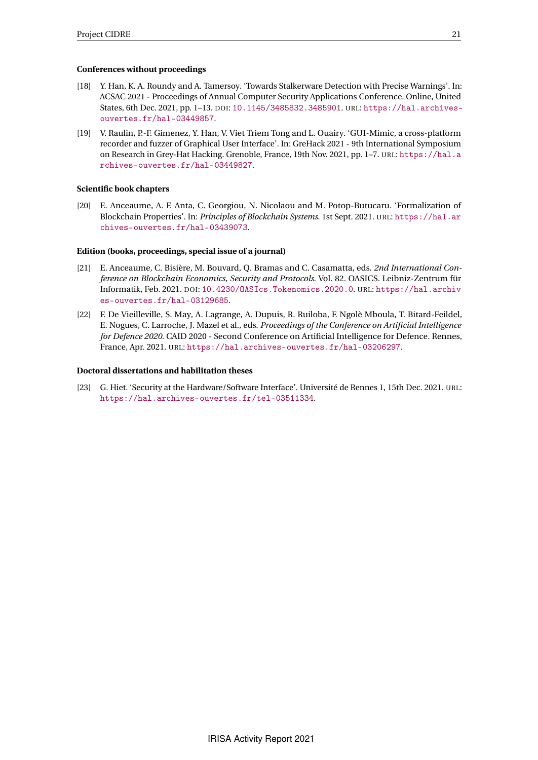#### Conferences without proceedings

[18] Y. Han, K. A. Roundy and A. Tamersoy. 'Towards Stalkerware Detection with Precise Warnings'. In: ACSAC 2021 - Proceedings of Annual Computer Security Applications Conference. Online, United States, 6th Dec. 2021, pp. 1–13. DOI: 10.1145/3485832.3485901. URL: https://hal.archives-ouvertes.fr/hal-03449857.

[19] V. Raulin, P.-F. Gimenez, Y. Han, V. Viet Triem Tong and L. Ouairy. 'GUI-Mimic, a cross-platform recorder and fuzzer of Graphical User Interface'. In: GreHack 2021 - 9th International Symposium on Research in Grey-Hat Hacking. Grenoble, France, 19th Nov. 2021, pp. 1–7. URL: https://hal.archives-ouvertes.fr/hal-03449827.

#### Scientific book chapters

[20] E. Anceaume, A. F. Anta, C. Georgiou, N. Nicolaou and M. Potop-Butucaru. 'Formalization of Blockchain Properties'. In: *Principles of Blockchain Systems*. 1st Sept. 2021. URL: https://hal.archives-ouvertes.fr/hal-03439073.

#### Edition (books, proceedings, special issue of a journal)

[21] E. Anceaume, C. Bisière, M. Bouvard, Q. Bramas and C. Casamatta, eds. *2nd International Conference on Blockchain Economics, Security and Protocols*. Vol. 82. OASICS. Leibniz-Zentrum für Informatik, Feb. 2021. DOI: 10.4230/OASIcs.Tokenomics.2020.0. URL: https://hal.archives-ouvertes.fr/hal-03129685.

[22] F. De Vieilleville, S. May, A. Lagrange, A. Dupuis, R. Ruiloba, F. Ngolè Mboula, T. Bitard-Feildel, E. Nogues, C. Larroche, J. Mazel et al., eds. *Proceedings of the Conference on Artificial Intelligence for Defence 2020*. CAID 2020 - Second Conference on Artificial Intelligence for Defence. Rennes, France, Apr. 2021. URL: https://hal.archives-ouvertes.fr/hal-03206297.

#### Doctoral dissertations and habilitation theses

[23] G. Hiet. 'Security at the Hardware/Software Interface'. Université de Rennes 1, 15th Dec. 2021. URL: https://hal.archives-ouvertes.fr/tel-03511334.